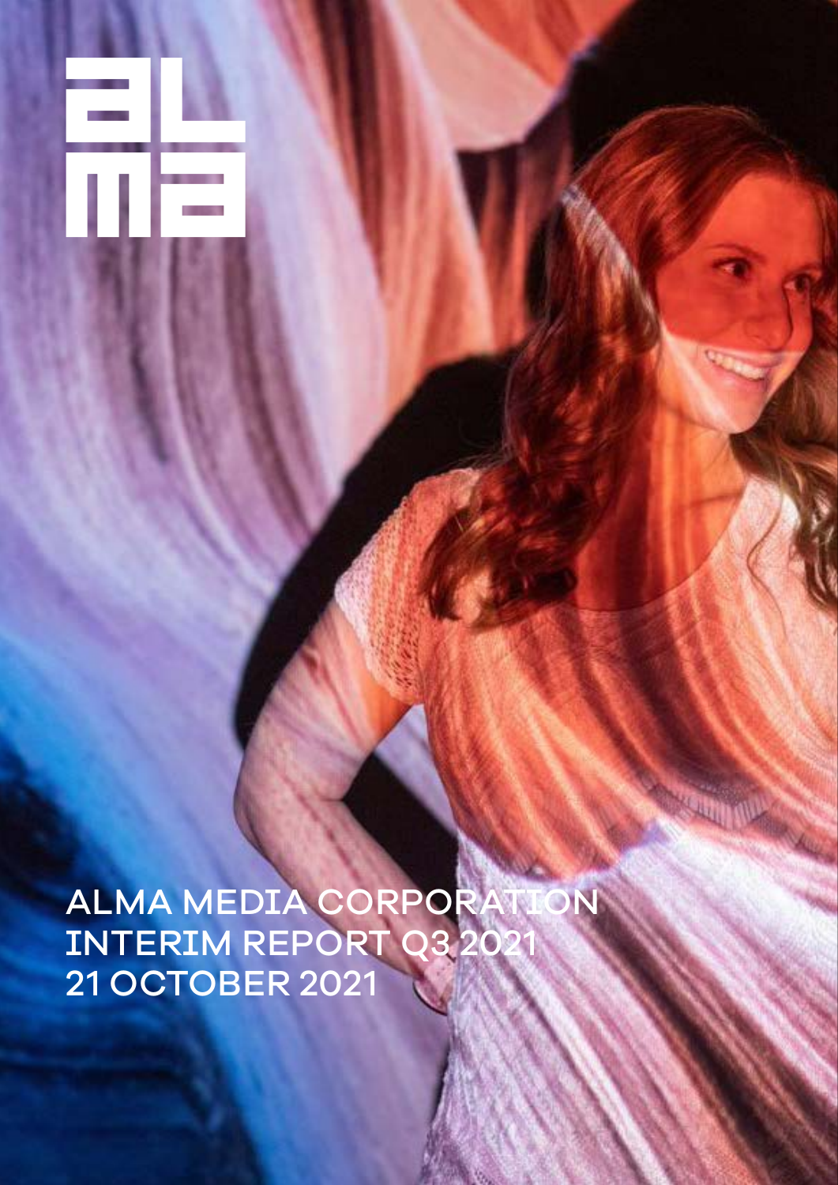# ALMA MEDIA CORPORATION INTERIM REPORT Q3 2021 21 OCTOBER 2021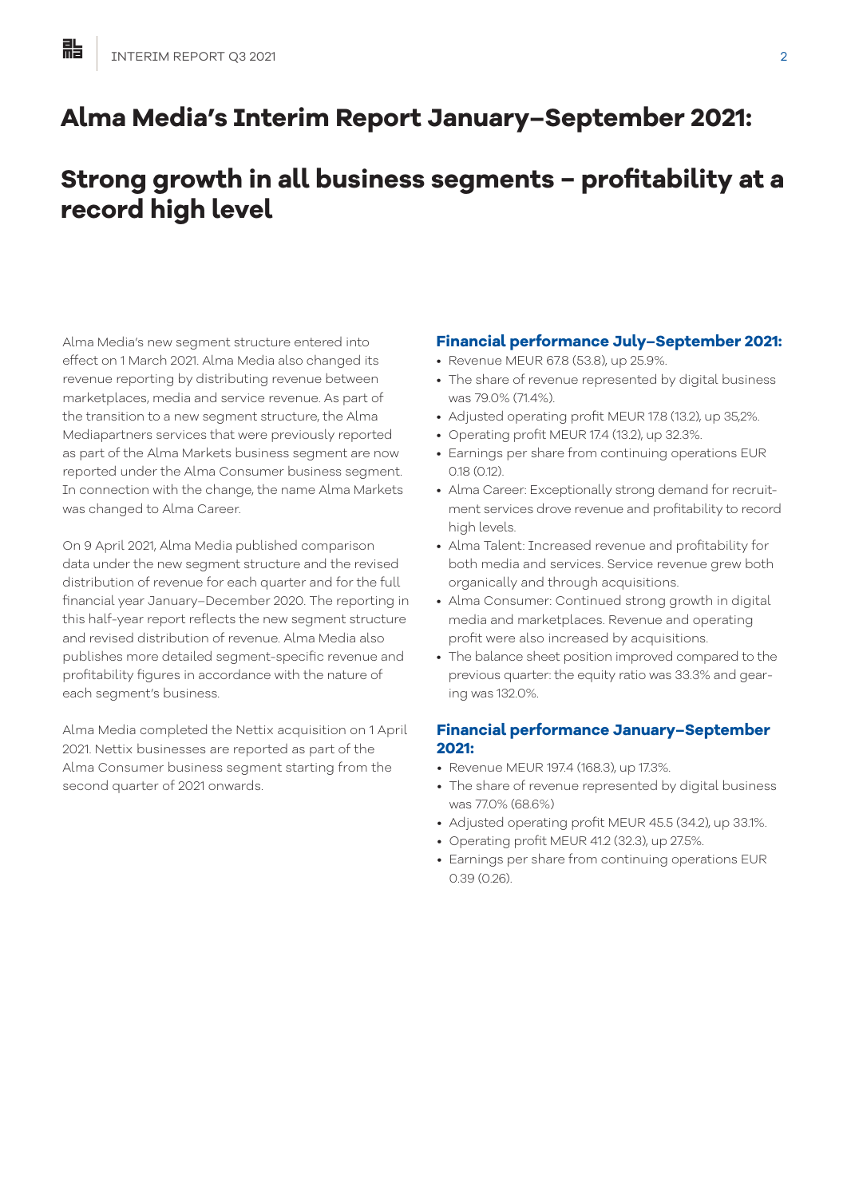# Alma Media's Interim Report January–September 2021:

# Strong growth in all business segments – profitability at a record high level

Alma Media's new segment structure entered into effect on 1 March 2021. Alma Media also changed its revenue reporting by distributing revenue between marketplaces, media and service revenue. As part of the transition to a new segment structure, the Alma Mediapartners services that were previously reported as part of the Alma Markets business segment are now reported under the Alma Consumer business segment. In connection with the change, the name Alma Markets was changed to Alma Career.

On 9 April 2021, Alma Media published comparison data under the new segment structure and the revised distribution of revenue for each quarter and for the full financial year January–December 2020. The reporting in this half-year report reflects the new segment structure and revised distribution of revenue. Alma Media also publishes more detailed segment-specific revenue and profitability figures in accordance with the nature of each segment's business.

Alma Media completed the Nettix acquisition on 1 April 2021. Nettix businesses are reported as part of the Alma Consumer business segment starting from the second quarter of 2021 onwards.

## Financial performance July–September 2021:

- Revenue MEUR 67.8 (53.8), up 25.9%.
- The share of revenue represented by digital business was 79.0% (71.4%).
- Adjusted operating profit MEUR 17.8 (13.2), up 35,2%.
- Operating profit MEUR 17.4 (13.2), up 32.3%.
- Earnings per share from continuing operations EUR 0.18 (0.12).
- Alma Career: Exceptionally strong demand for recruitment services drove revenue and profitability to record high levels.
- Alma Talent: Increased revenue and profitability for both media and services. Service revenue grew both organically and through acquisitions.
- Alma Consumer: Continued strong growth in digital media and marketplaces. Revenue and operating profit were also increased by acquisitions.
- The balance sheet position improved compared to the previous quarter: the equity ratio was 33.3% and gearing was 132.0%.

## Financial performance January–September 2021:

- Revenue MEUR 197.4 (168.3), up 17.3%.
- The share of revenue represented by digital business was 77.0% (68.6%)
- Adjusted operating profit MEUR 45.5 (34.2), up 33.1%.
- Operating profit MEUR 41.2 (32.3), up 27.5%.
- Earnings per share from continuing operations EUR 0.39 (0.26).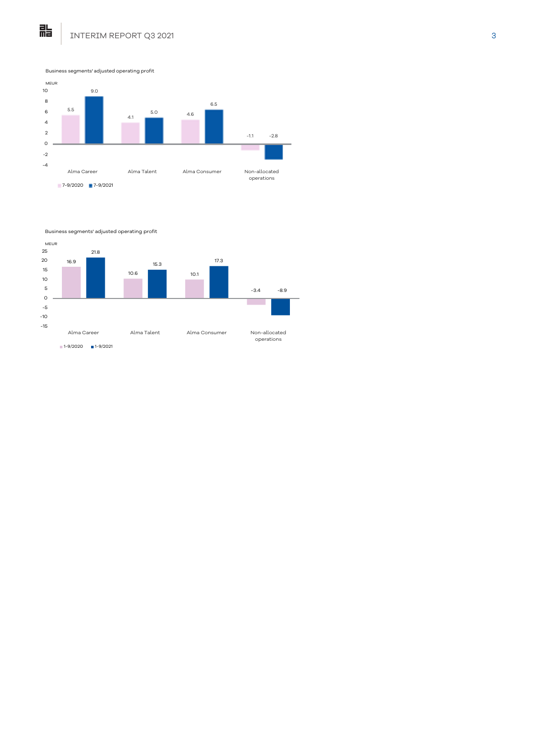Business segments' adjusted operating profit

MEUR

| | 7-9/2020 | 7-9/2021 |
| --- | --- | --- |
| Alma Career | 5.5 | 9.0 |
| Alma Talent | 4.1 | 5.0 |
| Alma Consumer | 4.6 | 6.5 |
| Non-allocated operations | -1.1 | -2.8 |

Business segments' adjusted operating profit

MEUR

| | 1-9/2020 | 1-9/2021 |
| --- | --- | --- |
| Alma Career | 16.9 | 21.8 |
| Alma Talent | 10.6 | 15.3 |
| Alma Consumer | 10.1 | 17.3 |
| Non-allocated operations | -3.4 | -8.9 |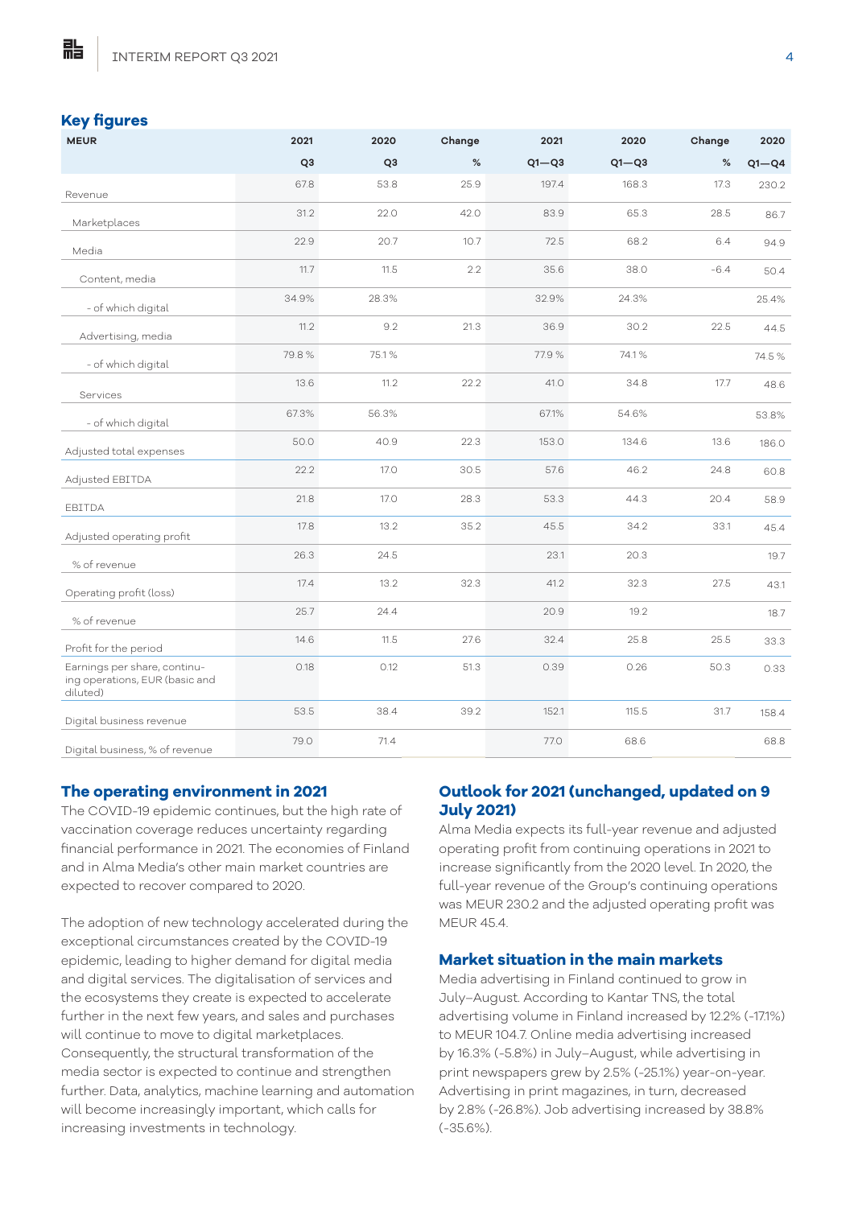## Key figures

| MEUR | 2021 Q3 | 2020 Q3 | Change % | 2021 Q1—Q3 | 2020 Q1—Q3 | Change % | 2020 Q1—Q4 |
|---|---|---|---|---|---|---|---|
| Revenue | 67.8 | 53.8 | 25.9 | 197.4 | 168.3 | 17.3 | 230.2 |
| Marketplaces | 31.2 | 22.0 | 42.0 | 83.9 | 65.3 | 28.5 | 86.7 |
| Media | 22.9 | 20.7 | 10.7 | 72.5 | 68.2 | 6.4 | 94.9 |
| Content, media | 11.7 | 11.5 | 2.2 | 35.6 | 38.0 | -6.4 | 50.4 |
| - of which digital | 34.9% | 28.3% | | 32.9% | 24.3% | | 25.4% |
| Advertising, media | 11.2 | 9.2 | 21.3 | 36.9 | 30.2 | 22.5 | 44.5 |
| - of which digital | 79.8 % | 75.1 % | | 77.9 % | 74.1 % | | 74.5 % |
| Services | 13.6 | 11.2 | 22.2 | 41.0 | 34.8 | 17.7 | 48.6 |
| - of which digital | 67.3% | 56.3% | | 67.1% | 54.6% | | 53.8% |
| Adjusted total expenses | 50.0 | 40.9 | 22.3 | 153.0 | 134.6 | 13.6 | 186.0 |
| Adjusted EBITDA | 22.2 | 17.0 | 30.5 | 57.6 | 46.2 | 24.8 | 60.8 |
| EBITDA | 21.8 | 17.0 | 28.3 | 53.3 | 44.3 | 20.4 | 58.9 |
| Adjusted operating profit | 17.8 | 13.2 | 35.2 | 45.5 | 34.2 | 33.1 | 45.4 |
| % of revenue | 26.3 | 24.5 | | 23.1 | 20.3 | | 19.7 |
| Operating profit (loss) | 17.4 | 13.2 | 32.3 | 41.2 | 32.3 | 27.5 | 43.1 |
| % of revenue | 25.7 | 24.4 | | 20.9 | 19.2 | | 18.7 |
| Profit for the period | 14.6 | 11.5 | 27.6 | 32.4 | 25.8 | 25.5 | 33.3 |
| Earnings per share, continuing operations, EUR (basic and diluted) | 0.18 | 0.12 | 51.3 | 0.39 | 0.26 | 50.3 | 0.33 |
| Digital business revenue | 53.5 | 38.4 | 39.2 | 152.1 | 115.5 | 31.7 | 158.4 |
| Digital business, % of revenue | 79.0 | 71.4 | | 77.0 | 68.6 | | 68.8 |

## The operating environment in 2021

The COVID-19 epidemic continues, but the high rate of vaccination coverage reduces uncertainty regarding financial performance in 2021. The economies of Finland and in Alma Media's other main market countries are expected to recover compared to 2020.

The adoption of new technology accelerated during the exceptional circumstances created by the COVID-19 epidemic, leading to higher demand for digital media and digital services. The digitalisation of services and the ecosystems they create is expected to accelerate further in the next few years, and sales and purchases will continue to move to digital marketplaces. Consequently, the structural transformation of the media sector is expected to continue and strengthen further. Data, analytics, machine learning and automation will become increasingly important, which calls for increasing investments in technology.

## Outlook for 2021 (unchanged, updated on 9 July 2021)

Alma Media expects its full-year revenue and adjusted operating profit from continuing operations in 2021 to increase significantly from the 2020 level. In 2020, the full-year revenue of the Group's continuing operations was MEUR 230.2 and the adjusted operating profit was MEUR 45.4.

## Market situation in the main markets

Media advertising in Finland continued to grow in July–August. According to Kantar TNS, the total advertising volume in Finland increased by 12.2% (-17.1%) to MEUR 104.7. Online media advertising increased by 16.3% (-5.8%) in July–August, while advertising in print newspapers grew by 2.5% (-25.1%) year-on-year. Advertising in print magazines, in turn, decreased by 2.8% (-26.8%). Job advertising increased by 38.8% (-35.6%).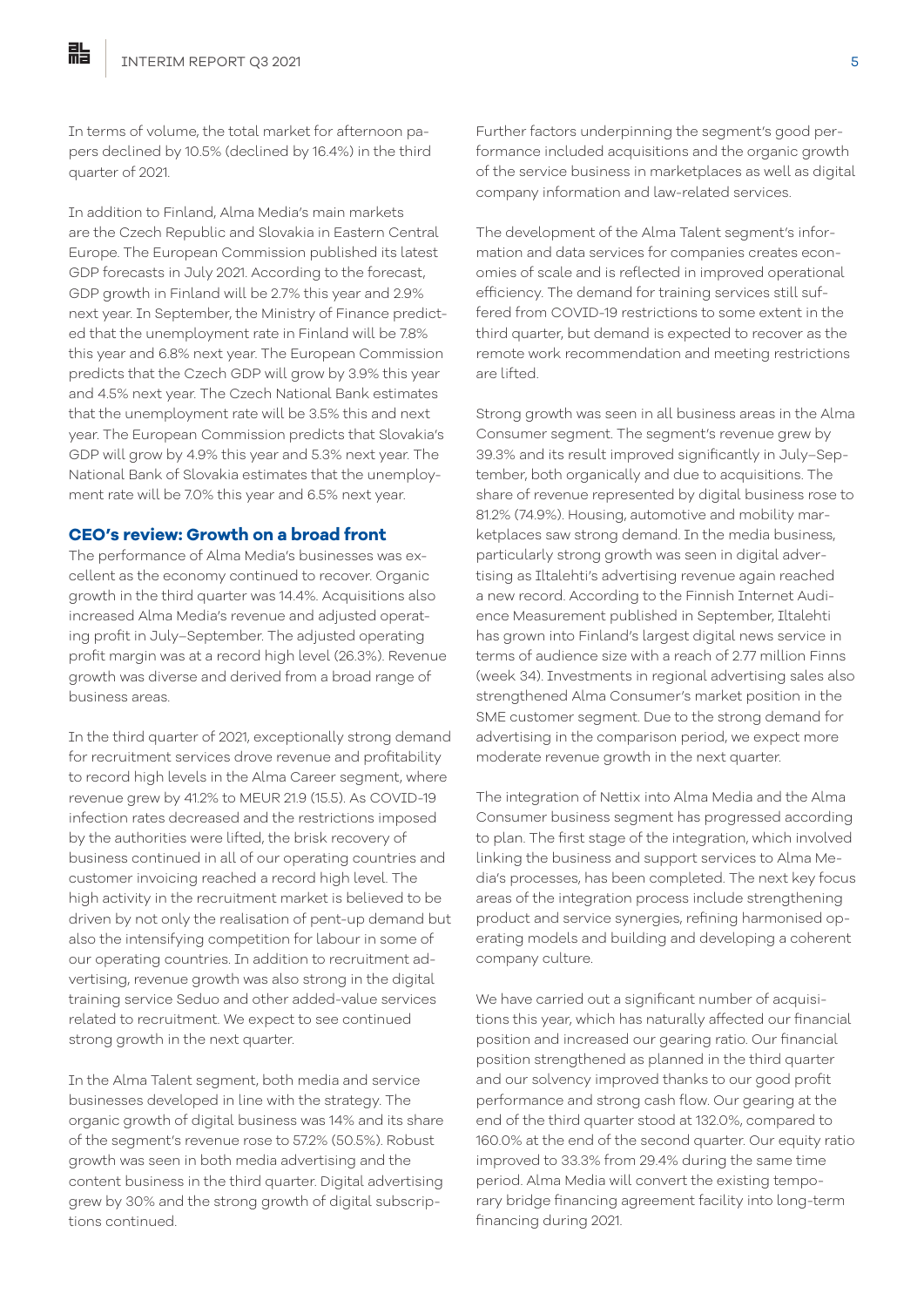In terms of volume, the total market for afternoon papers declined by 10.5% (declined by 16.4%) in the third quarter of 2021.

In addition to Finland, Alma Media's main markets are the Czech Republic and Slovakia in Eastern Central Europe. The European Commission published its latest GDP forecasts in July 2021. According to the forecast, GDP growth in Finland will be 2.7% this year and 2.9% next year. In September, the Ministry of Finance predicted that the unemployment rate in Finland will be 7.8% this year and 6.8% next year. The European Commission predicts that the Czech GDP will grow by 3.9% this year and 4.5% next year. The Czech National Bank estimates that the unemployment rate will be 3.5% this and next year. The European Commission predicts that Slovakia's GDP will grow by 4.9% this year and 5.3% next year. The National Bank of Slovakia estimates that the unemployment rate will be 7.0% this year and 6.5% next year.

## CEO's review: Growth on a broad front

The performance of Alma Media's businesses was excellent as the economy continued to recover. Organic growth in the third quarter was 14.4%. Acquisitions also increased Alma Media's revenue and adjusted operating profit in July–September. The adjusted operating profit margin was at a record high level (26.3%). Revenue growth was diverse and derived from a broad range of business areas.

In the third quarter of 2021, exceptionally strong demand for recruitment services drove revenue and profitability to record high levels in the Alma Career segment, where revenue grew by 41.2% to MEUR 21.9 (15.5). As COVID-19 infection rates decreased and the restrictions imposed by the authorities were lifted, the brisk recovery of business continued in all of our operating countries and customer invoicing reached a record high level. The high activity in the recruitment market is believed to be driven by not only the realisation of pent-up demand but also the intensifying competition for labour in some of our operating countries. In addition to recruitment advertising, revenue growth was also strong in the digital training service Seduo and other added-value services related to recruitment. We expect to see continued strong growth in the next quarter.

In the Alma Talent segment, both media and service businesses developed in line with the strategy. The organic growth of digital business was 14% and its share of the segment's revenue rose to 57.2% (50.5%). Robust growth was seen in both media advertising and the content business in the third quarter. Digital advertising grew by 30% and the strong growth of digital subscriptions continued.

Further factors underpinning the segment's good performance included acquisitions and the organic growth of the service business in marketplaces as well as digital company information and law-related services.

The development of the Alma Talent segment's information and data services for companies creates economies of scale and is reflected in improved operational efficiency. The demand for training services still suffered from COVID-19 restrictions to some extent in the third quarter, but demand is expected to recover as the remote work recommendation and meeting restrictions are lifted.

Strong growth was seen in all business areas in the Alma Consumer segment. The segment's revenue grew by 39.3% and its result improved significantly in July–September, both organically and due to acquisitions. The share of revenue represented by digital business rose to 81.2% (74.9%). Housing, automotive and mobility marketplaces saw strong demand. In the media business, particularly strong growth was seen in digital advertising as Iltalehti's advertising revenue again reached a new record. According to the Finnish Internet Audience Measurement published in September, Iltalehti has grown into Finland's largest digital news service in terms of audience size with a reach of 2.77 million Finns (week 34). Investments in regional advertising sales also strengthened Alma Consumer's market position in the SME customer segment. Due to the strong demand for advertising in the comparison period, we expect more moderate revenue growth in the next quarter.

The integration of Nettix into Alma Media and the Alma Consumer business segment has progressed according to plan. The first stage of the integration, which involved linking the business and support services to Alma Media's processes, has been completed. The next key focus areas of the integration process include strengthening product and service synergies, refining harmonised operating models and building and developing a coherent company culture.

We have carried out a significant number of acquisitions this year, which has naturally affected our financial position and increased our gearing ratio. Our financial position strengthened as planned in the third quarter and our solvency improved thanks to our good profit performance and strong cash flow. Our gearing at the end of the third quarter stood at 132.0%, compared to 160.0% at the end of the second quarter. Our equity ratio improved to 33.3% from 29.4% during the same time period. Alma Media will convert the existing temporary bridge financing agreement facility into long-term financing during 2021.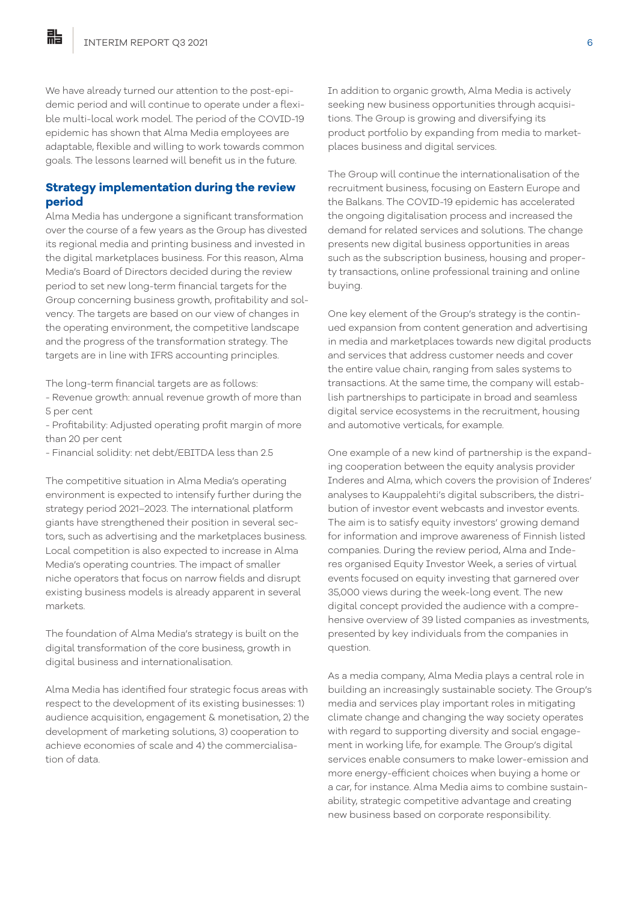We have already turned our attention to the post-epidemic period and will continue to operate under a flexible multi-local work model. The period of the COVID-19 epidemic has shown that Alma Media employees are adaptable, flexible and willing to work towards common goals. The lessons learned will benefit us in the future.

## Strategy implementation during the review period

Alma Media has undergone a significant transformation over the course of a few years as the Group has divested its regional media and printing business and invested in the digital marketplaces business. For this reason, Alma Media's Board of Directors decided during the review period to set new long-term financial targets for the Group concerning business growth, profitability and solvency. The targets are based on our view of changes in the operating environment, the competitive landscape and the progress of the transformation strategy. The targets are in line with IFRS accounting principles.

The long-term financial targets are as follows:

- Revenue growth: annual revenue growth of more than 5 per cent
- Profitability: Adjusted operating profit margin of more than 20 per cent
- Financial solidity: net debt/EBITDA less than 2.5

The competitive situation in Alma Media's operating environment is expected to intensify further during the strategy period 2021–2023. The international platform giants have strengthened their position in several sectors, such as advertising and the marketplaces business. Local competition is also expected to increase in Alma Media's operating countries. The impact of smaller niche operators that focus on narrow fields and disrupt existing business models is already apparent in several markets.

The foundation of Alma Media's strategy is built on the digital transformation of the core business, growth in digital business and internationalisation.

Alma Media has identified four strategic focus areas with respect to the development of its existing businesses: 1) audience acquisition, engagement & monetisation, 2) the development of marketing solutions, 3) cooperation to achieve economies of scale and 4) the commercialisation of data.

In addition to organic growth, Alma Media is actively seeking new business opportunities through acquisitions. The Group is growing and diversifying its product portfolio by expanding from media to marketplaces business and digital services.

The Group will continue the internationalisation of the recruitment business, focusing on Eastern Europe and the Balkans. The COVID-19 epidemic has accelerated the ongoing digitalisation process and increased the demand for related services and solutions. The change presents new digital business opportunities in areas such as the subscription business, housing and property transactions, online professional training and online buying.

One key element of the Group's strategy is the continued expansion from content generation and advertising in media and marketplaces towards new digital products and services that address customer needs and cover the entire value chain, ranging from sales systems to transactions. At the same time, the company will establish partnerships to participate in broad and seamless digital service ecosystems in the recruitment, housing and automotive verticals, for example.

One example of a new kind of partnership is the expanding cooperation between the equity analysis provider Inderes and Alma, which covers the provision of Inderes' analyses to Kauppalehti's digital subscribers, the distribution of investor event webcasts and investor events. The aim is to satisfy equity investors' growing demand for information and improve awareness of Finnish listed companies. During the review period, Alma and Inderes organised Equity Investor Week, a series of virtual events focused on equity investing that garnered over 35,000 views during the week-long event. The new digital concept provided the audience with a comprehensive overview of 39 listed companies as investments, presented by key individuals from the companies in question.

As a media company, Alma Media plays a central role in building an increasingly sustainable society. The Group's media and services play important roles in mitigating climate change and changing the way society operates with regard to supporting diversity and social engagement in working life, for example. The Group's digital services enable consumers to make lower-emission and more energy-efficient choices when buying a home or a car, for instance. Alma Media aims to combine sustainability, strategic competitive advantage and creating new business based on corporate responsibility.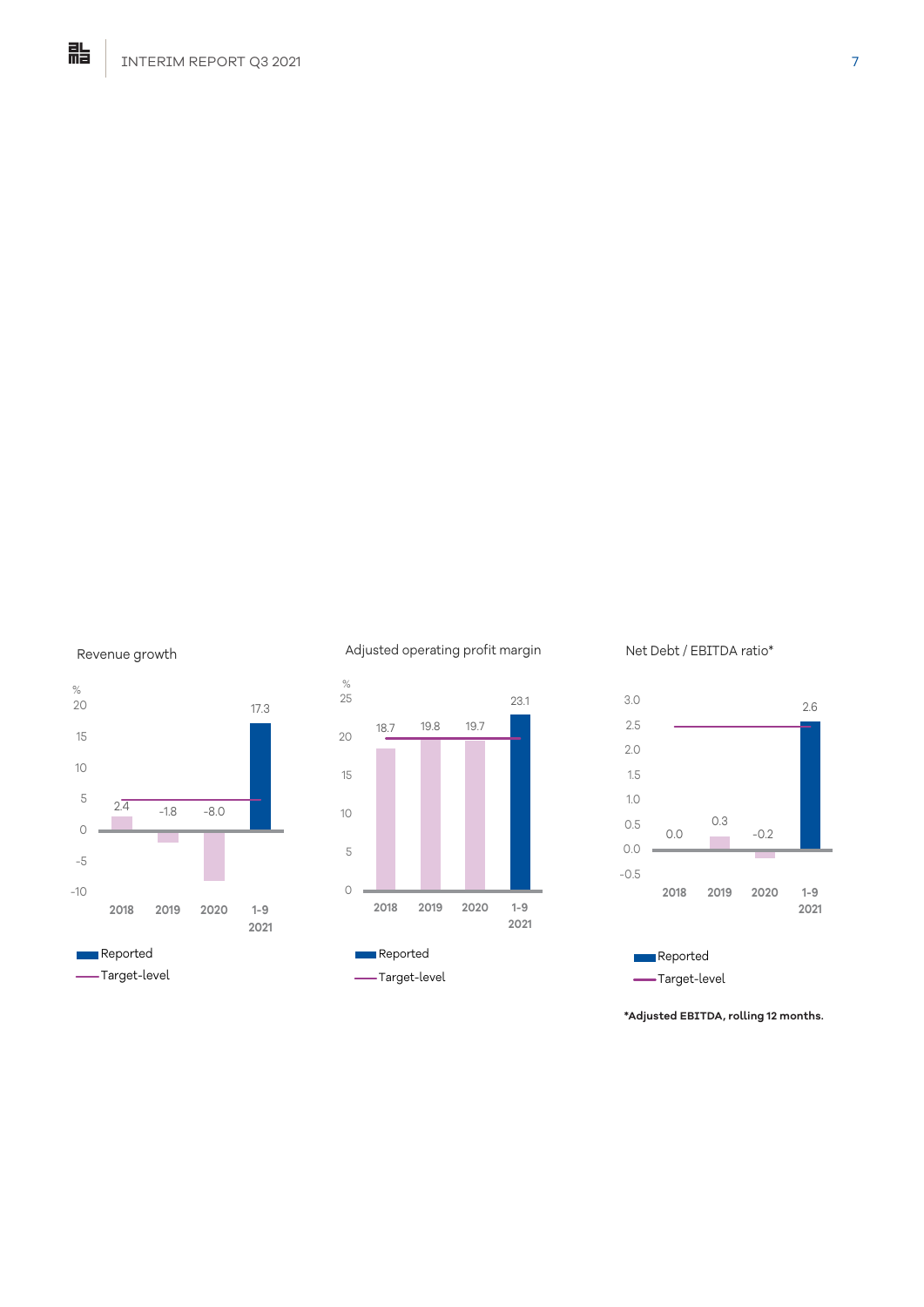Revenue growth

| % | 2018 | 2019 | 2020 | 1-9 2021 |
|---|---|---|---|---|
| Reported | 2.4 | -1.8 | -8.0 | 17.3 |

- Reported
- Target-level

Adjusted operating profit margin

| % | 2018 | 2019 | 2020 | 1-9 2021 |
|---|---|---|---|---|
| Reported | 18.7 | 19.8 | 19.7 | 23.1 |

- Reported
- Target-level

Net Debt / EBITDA ratio*

| | 2018 | 2019 | 2020 | 1-9 2021 |
|---|---|---|---|---|
| Reported | 0.0 | 0.3 | -0.2 | 2.6 |

- Reported
- Target-level

***Adjusted EBITDA, rolling 12 months.**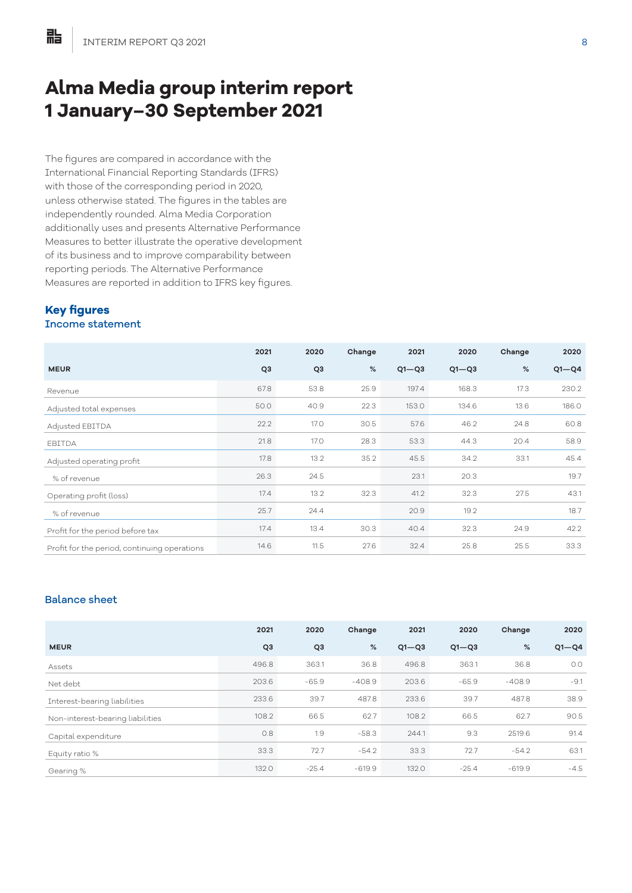# Alma Media group interim report 1 January–30 September 2021

The figures are compared in accordance with the International Financial Reporting Standards (IFRS) with those of the corresponding period in 2020, unless otherwise stated. The figures in the tables are independently rounded. Alma Media Corporation additionally uses and presents Alternative Performance Measures to better illustrate the operative development of its business and to improve comparability between reporting periods. The Alternative Performance Measures are reported in addition to IFRS key figures.

## Key figures

### Income statement

| MEUR | 2021 Q3 | 2020 Q3 | Change % | 2021 Q1—Q3 | 2020 Q1—Q3 | Change % | 2020 Q1—Q4 |
|---|---|---|---|---|---|---|---|
| Revenue | 67.8 | 53.8 | 25.9 | 197.4 | 168.3 | 17.3 | 230.2 |
| Adjusted total expenses | 50.0 | 40.9 | 22.3 | 153.0 | 134.6 | 13.6 | 186.0 |
| Adjusted EBITDA | 22.2 | 17.0 | 30.5 | 57.6 | 46.2 | 24.8 | 60.8 |
| EBITDA | 21.8 | 17.0 | 28.3 | 53.3 | 44.3 | 20.4 | 58.9 |
| Adjusted operating profit | 17.8 | 13.2 | 35.2 | 45.5 | 34.2 | 33.1 | 45.4 |
| % of revenue | 26.3 | 24.5 | | 23.1 | 20.3 | | 19.7 |
| Operating profit (loss) | 17.4 | 13.2 | 32.3 | 41.2 | 32.3 | 27.5 | 43.1 |
| % of revenue | 25.7 | 24.4 | | 20.9 | 19.2 | | 18.7 |
| Profit for the period before tax | 17.4 | 13.4 | 30.3 | 40.4 | 32.3 | 24.9 | 42.2 |
| Profit for the period, continuing operations | 14.6 | 11.5 | 27.6 | 32.4 | 25.8 | 25.5 | 33.3 |

### Balance sheet

| MEUR | 2021 Q3 | 2020 Q3 | Change % | 2021 Q1—Q3 | 2020 Q1—Q3 | Change % | 2020 Q1—Q4 |
|---|---|---|---|---|---|---|---|
| Assets | 496.8 | 363.1 | 36.8 | 496.8 | 363.1 | 36.8 | 0.0 |
| Net debt | 203.6 | -65.9 | -408.9 | 203.6 | -65.9 | -408.9 | -9.1 |
| Interest-bearing liabilities | 233.6 | 39.7 | 487.8 | 233.6 | 39.7 | 487.8 | 38.9 |
| Non-interest-bearing liabilities | 108.2 | 66.5 | 62.7 | 108.2 | 66.5 | 62.7 | 90.5 |
| Capital expenditure | 0.8 | 1.9 | -58.3 | 244.1 | 9.3 | 2519.6 | 91.4 |
| Equity ratio % | 33.3 | 72.7 | -54.2 | 33.3 | 72.7 | -54.2 | 63.1 |
| Gearing % | 132.0 | -25.4 | -619.9 | 132.0 | -25.4 | -619.9 | -4.5 |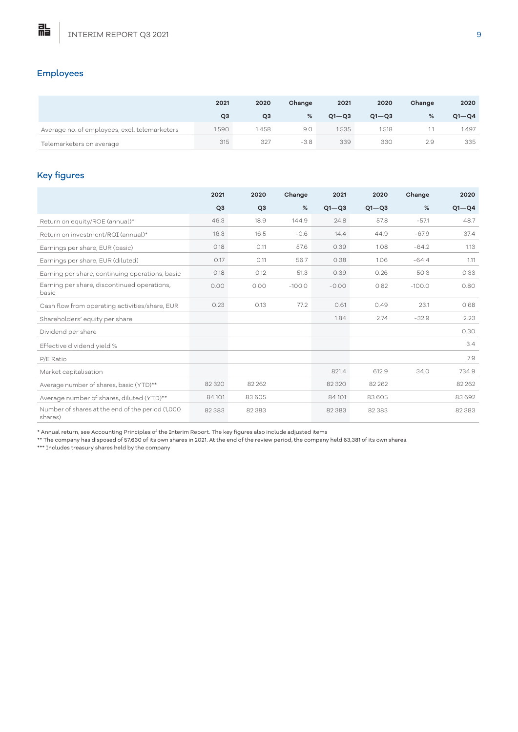## Employees

| | 2021 Q3 | 2020 Q3 | Change % | 2021 Q1—Q3 | 2020 Q1—Q3 | Change % | 2020 Q1—Q4 |
|---|---|---|---|---|---|---|---|
| Average no. of employees, excl. telemarketers | 1 590 | 1 458 | 9.0 | 1 535 | 1 518 | 1.1 | 1 497 |
| Telemarketers on average | 315 | 327 | -3.8 | 339 | 330 | 2.9 | 335 |

## Key figures

| | 2021 Q3 | 2020 Q3 | Change % | 2021 Q1—Q3 | 2020 Q1—Q3 | Change % | 2020 Q1—Q4 |
|---|---|---|---|---|---|---|---|
| Return on equity/ROE (annual)* | 46.3 | 18.9 | 144.9 | 24.8 | 57.8 | -57.1 | 48.7 |
| Return on investment/ROI (annual)* | 16.3 | 16.5 | -0.6 | 14.4 | 44.9 | -67.9 | 37.4 |
| Earnings per share, EUR (basic) | 0.18 | 0.11 | 57.6 | 0.39 | 1.08 | -64.2 | 1.13 |
| Earnings per share, EUR (diluted) | 0.17 | 0.11 | 56.7 | 0.38 | 1.06 | -64.4 | 1.11 |
| Earning per share, continuing operations, basic | 0.18 | 0.12 | 51.3 | 0.39 | 0.26 | 50.3 | 0.33 |
| Earning per share, discontinued operations, basic | 0.00 | 0.00 | -100.0 | -0.00 | 0.82 | -100.0 | 0.80 |
| Cash flow from operating activities/share, EUR | 0.23 | 0.13 | 77.2 | 0.61 | 0.49 | 23.1 | 0.68 |
| Shareholders' equity per share | | | | 1.84 | 2.74 | -32.9 | 2.23 |
| Dividend per share | | | | | | | 0.30 |
| Effective dividend yield % | | | | | | | 3.4 |
| P/E Ratio | | | | | | | 7.9 |
| Market capitalisation | | | | 821.4 | 612.9 | 34.0 | 734.9 |
| Average number of shares, basic (YTD)** | 82 320 | 82 262 | | 82 320 | 82 262 | | 82 262 |
| Average number of shares, diluted (YTD)** | 84 101 | 83 605 | | 84 101 | 83 605 | | 83 692 |
| Number of shares at the end of the period (1,000 shares) | 82 383 | 82 383 | | 82 383 | 82 383 | | 82 383 |

* Annual return, see Accounting Principles of the Interim Report. The key figures also include adjusted items

** The company has disposed of 57,630 of its own shares in 2021. At the end of the review period, the company held 63,381 of its own shares.

*** Includes treasury shares held by the company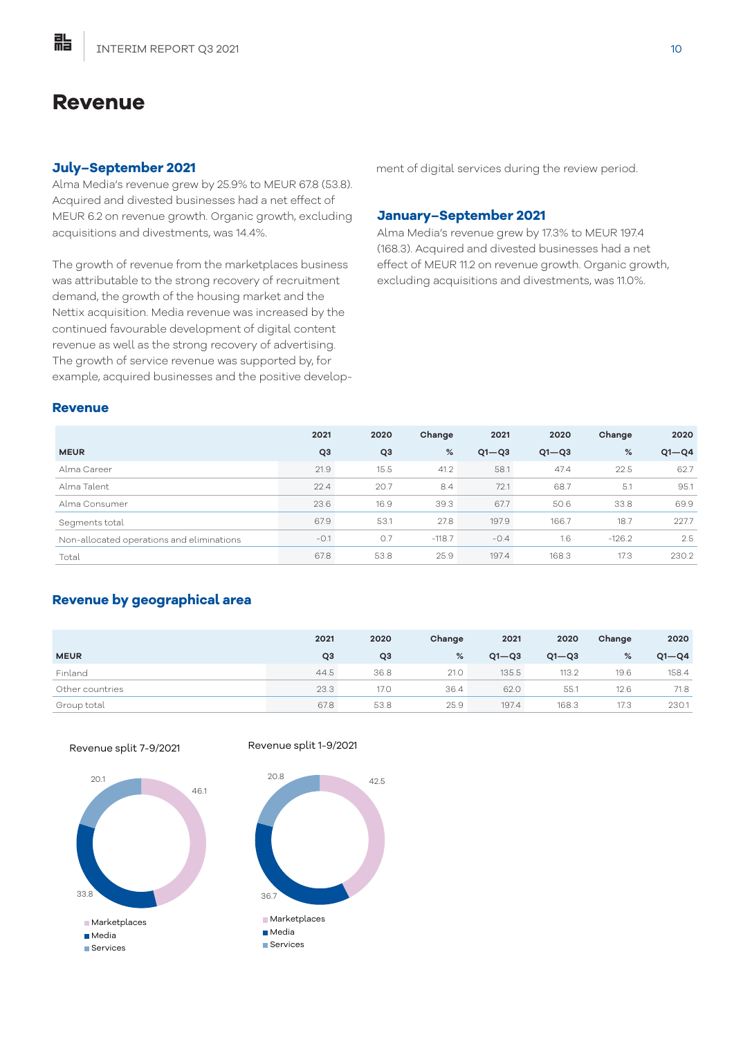# Revenue

### July–September 2021

Alma Media's revenue grew by 25.9% to MEUR 67.8 (53.8). Acquired and divested businesses had a net effect of MEUR 6.2 on revenue growth. Organic growth, excluding acquisitions and divestments, was 14.4%.

The growth of revenue from the marketplaces business was attributable to the strong recovery of recruitment demand, the growth of the housing market and the Nettix acquisition. Media revenue was increased by the continued favourable development of digital content revenue as well as the strong recovery of advertising. The growth of service revenue was supported by, for example, acquired businesses and the positive development of digital services during the review period.

### January–September 2021

Alma Media's revenue grew by 17.3% to MEUR 197.4 (168.3). Acquired and divested businesses had a net effect of MEUR 11.2 on revenue growth. Organic growth, excluding acquisitions and divestments, was 11.0%.

### Revenue

| MEUR | 2021 Q3 | 2020 Q3 | Change % | 2021 Q1—Q3 | 2020 Q1—Q3 | Change % | 2020 Q1—Q4 |
|---|---|---|---|---|---|---|---|
| Alma Career | 21.9 | 15.5 | 41.2 | 58.1 | 47.4 | 22.5 | 62.7 |
| Alma Talent | 22.4 | 20.7 | 8.4 | 72.1 | 68.7 | 5.1 | 95.1 |
| Alma Consumer | 23.6 | 16.9 | 39.3 | 67.7 | 50.6 | 33.8 | 69.9 |
| Segments total | 67.9 | 53.1 | 27.8 | 197.9 | 166.7 | 18.7 | 227.7 |
| Non-allocated operations and eliminations | -0.1 | 0.7 | -118.7 | -0.4 | 1.6 | -126.2 | 2.5 |
| Total | 67.8 | 53.8 | 25.9 | 197.4 | 168.3 | 17.3 | 230.2 |

### Revenue by geographical area

| MEUR | 2021 Q3 | 2020 Q3 | Change % | 2021 Q1—Q3 | 2020 Q1—Q3 | Change % | 2020 Q1—Q4 |
|---|---|---|---|---|---|---|---|
| Finland | 44.5 | 36.8 | 21.0 | 135.5 | 113.2 | 19.6 | 158.4 |
| Other countries | 23.3 | 17.0 | 36.4 | 62.0 | 55.1 | 12.6 | 71.8 |
| Group total | 67.8 | 53.8 | 25.9 | 197.4 | 168.3 | 17.3 | 230.1 |

Revenue split 7-9/2021

- Marketplaces: 46.1
- Media: 33.8
- Services: 20.1

Revenue split 1-9/2021

- Marketplaces: 42.5
- Media: 36.7
- Services: 20.8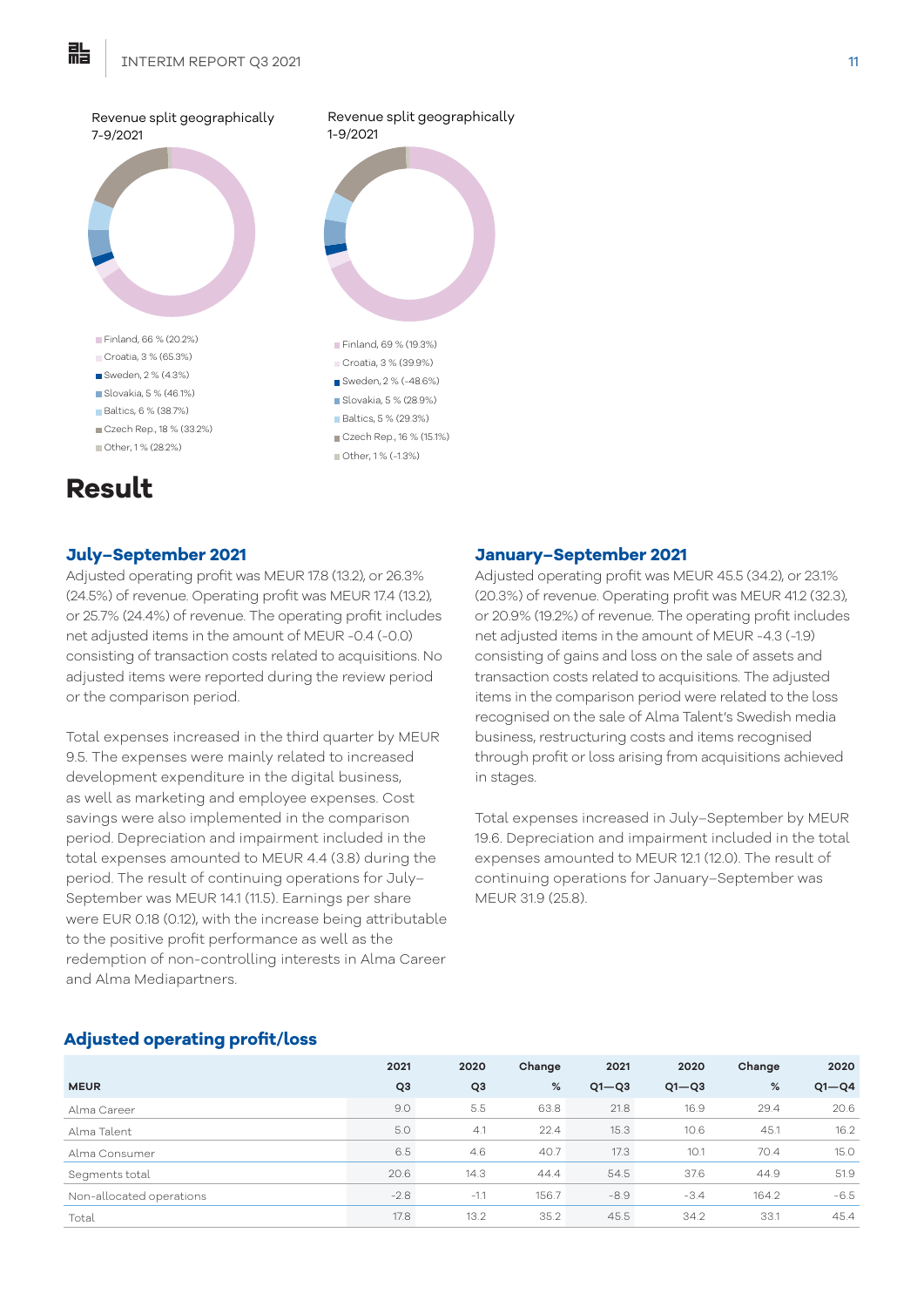Revenue split geographically 7-9/2021

- Finland, 66 % (20.2%)
- Croatia, 3 % (65.3%)
- Sweden, 2 % (4.3%)
- Slovakia, 5 % (46.1%)
- Baltics, 6 % (38.7%)
- Czech Rep., 18 % (33.2%)
- Other, 1 % (28.2%)

Revenue split geographically 1-9/2021

- Finland, 69 % (19.3%)
- Croatia, 3 % (39.9%)
- Sweden, 2 % (-48.6%)
- Slovakia, 5 % (28.9%)
- Baltics, 5 % (29.3%)
- Czech Rep., 16 % (15.1%)
- Other, 1 % (-1.3%)

# Result

## July–September 2021

Adjusted operating profit was MEUR 17.8 (13.2), or 26.3% (24.5%) of revenue. Operating profit was MEUR 17.4 (13.2), or 25.7% (24.4%) of revenue. The operating profit includes net adjusted items in the amount of MEUR -0.4 (-0.0) consisting of transaction costs related to acquisitions. No adjusted items were reported during the review period or the comparison period.

Total expenses increased in the third quarter by MEUR 9.5. The expenses were mainly related to increased development expenditure in the digital business, as well as marketing and employee expenses. Cost savings were also implemented in the comparison period. Depreciation and impairment included in the total expenses amounted to MEUR 4.4 (3.8) during the period. The result of continuing operations for July–September was MEUR 14.1 (11.5). Earnings per share were EUR 0.18 (0.12), with the increase being attributable to the positive profit performance as well as the redemption of non-controlling interests in Alma Career and Alma Mediapartners.

## January–September 2021

Adjusted operating profit was MEUR 45.5 (34.2), or 23.1% (20.3%) of revenue. Operating profit was MEUR 41.2 (32.3), or 20.9% (19.2%) of revenue. The operating profit includes net adjusted items in the amount of MEUR -4.3 (-1.9) consisting of gains and loss on the sale of assets and transaction costs related to acquisitions. The adjusted items in the comparison period were related to the loss recognised on the sale of Alma Talent's Swedish media business, restructuring costs and items recognised through profit or loss arising from acquisitions achieved in stages.

Total expenses increased in July–September by MEUR 19.6. Depreciation and impairment included in the total expenses amounted to MEUR 12.1 (12.0). The result of continuing operations for January–September was MEUR 31.9 (25.8).

## Adjusted operating profit/loss

| MEUR | 2021 Q3 | 2020 Q3 | Change % | 2021 Q1—Q3 | 2020 Q1—Q3 | Change % | 2020 Q1—Q4 |
|---|---|---|---|---|---|---|---|
| Alma Career | 9.0 | 5.5 | 63.8 | 21.8 | 16.9 | 29.4 | 20.6 |
| Alma Talent | 5.0 | 4.1 | 22.4 | 15.3 | 10.6 | 45.1 | 16.2 |
| Alma Consumer | 6.5 | 4.6 | 40.7 | 17.3 | 10.1 | 70.4 | 15.0 |
| Segments total | 20.6 | 14.3 | 44.4 | 54.5 | 37.6 | 44.9 | 51.9 |
| Non-allocated operations | -2.8 | -1.1 | 156.7 | -8.9 | -3.4 | 164.2 | -6.5 |
| Total | 17.8 | 13.2 | 35.2 | 45.5 | 34.2 | 33.1 | 45.4 |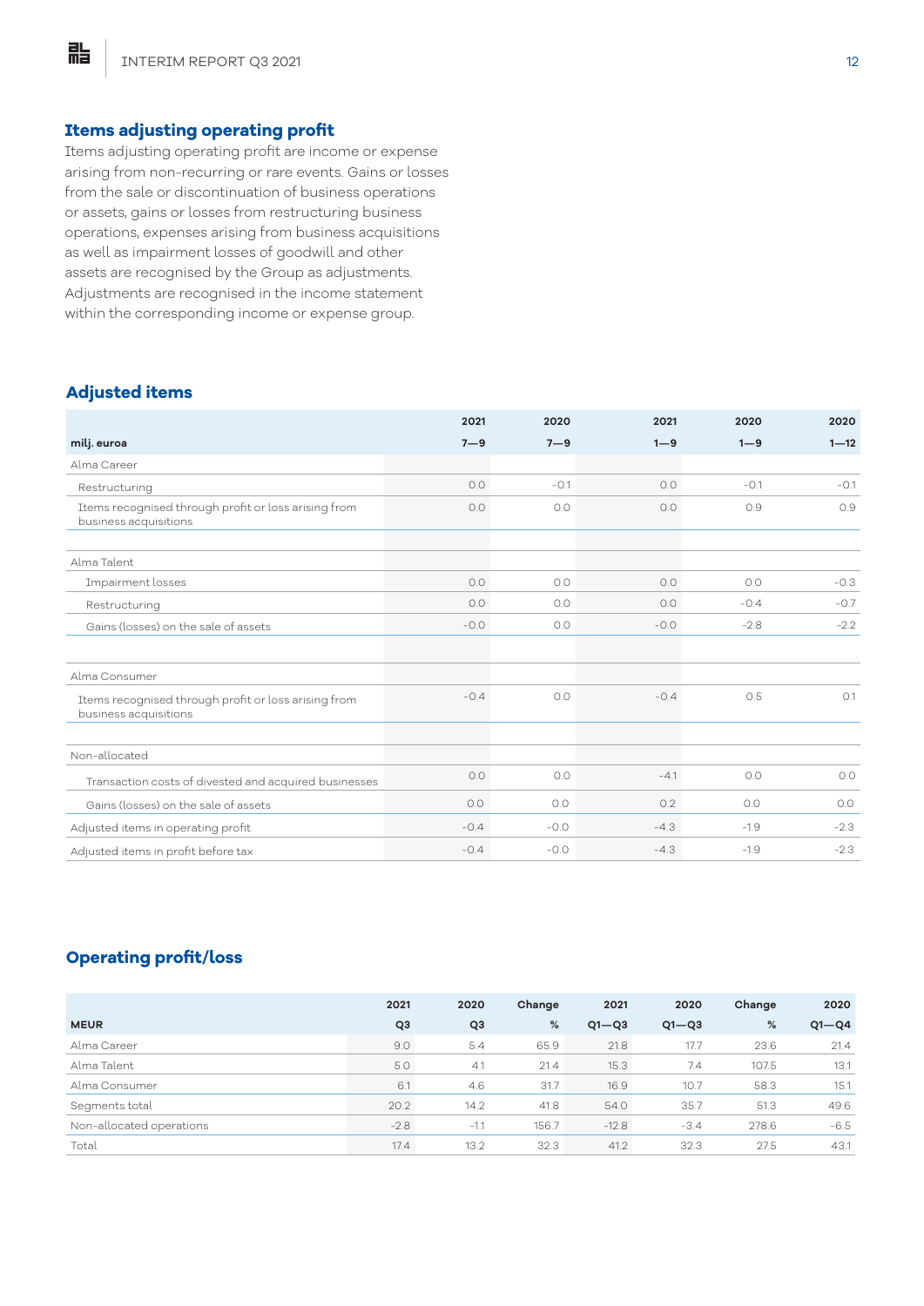## Items adjusting operating profit

Items adjusting operating profit are income or expense arising from non-recurring or rare events. Gains or losses from the sale or discontinuation of business operations or assets, gains or losses from restructuring business operations, expenses arising from business acquisitions as well as impairment losses of goodwill and other assets are recognised by the Group as adjustments. Adjustments are recognised in the income statement within the corresponding income or expense group.

## Adjusted items

| | 2021 | 2020 | 2021 | 2020 | 2020 |
|---|---|---|---|---|---|
| **milj. euroa** | **7—9** | **7—9** | **1—9** | **1—9** | **1—12** |
| Alma Career | | | | | |
| Restructuring | 0.0 | -0.1 | 0.0 | -0.1 | -0.1 |
| Items recognised through profit or loss arising from business acquisitions | 0.0 | 0.0 | 0.0 | 0.9 | 0.9 |
| | | | | | |
| Alma Talent | | | | | |
| Impairment losses | 0.0 | 0.0 | 0.0 | 0.0 | -0.3 |
| Restructuring | 0.0 | 0.0 | 0.0 | -0.4 | -0.7 |
| Gains (losses) on the sale of assets | -0.0 | 0.0 | -0.0 | -2.8 | -2.2 |
| | | | | | |
| Alma Consumer | | | | | |
| Items recognised through profit or loss arising from business acquisitions | -0.4 | 0.0 | -0.4 | 0.5 | 0.1 |
| | | | | | |
| Non-allocated | | | | | |
| Transaction costs of divested and acquired businesses | 0.0 | 0.0 | -4.1 | 0.0 | 0.0 |
| Gains (losses) on the sale of assets | 0.0 | 0.0 | 0.2 | 0.0 | 0.0 |
| Adjusted items in operating profit | -0.4 | -0.0 | -4.3 | -1.9 | -2.3 |
| Adjusted items in profit before tax | -0.4 | -0.0 | -4.3 | -1.9 | -2.3 |

## Operating profit/loss

| | 2021 | 2020 | Change | 2021 | 2020 | Change | 2020 |
|---|---|---|---|---|---|---|---|
| **MEUR** | **Q3** | **Q3** | **%** | **Q1—Q3** | **Q1—Q3** | **%** | **Q1—Q4** |
| Alma Career | 9.0 | 5.4 | 65.9 | 21.8 | 17.7 | 23.6 | 21.4 |
| Alma Talent | 5.0 | 4.1 | 21.4 | 15.3 | 7.4 | 107.5 | 13.1 |
| Alma Consumer | 6.1 | 4.6 | 31.7 | 16.9 | 10.7 | 58.3 | 15.1 |
| Segments total | 20.2 | 14.2 | 41.8 | 54.0 | 35.7 | 51.3 | 49.6 |
| Non-allocated operations | -2.8 | -1.1 | 156.7 | -12.8 | -3.4 | 278.6 | -6.5 |
| Total | 17.4 | 13.2 | 32.3 | 41.2 | 32.3 | 27.5 | 43.1 |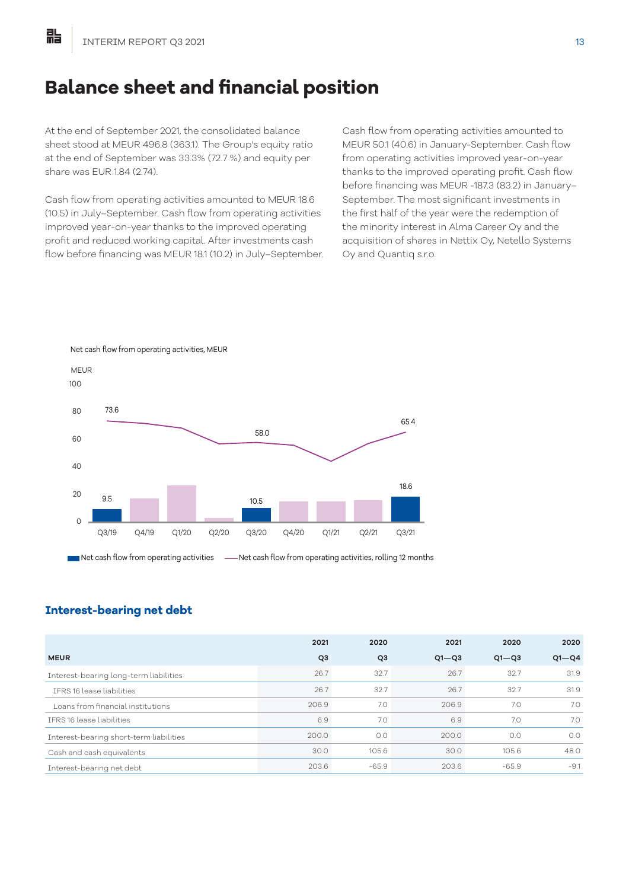// Chart: Net cash flow from operating activities, MEUR — not treated as image; text labels included

# Balance sheet and financial position

At the end of September 2021, the consolidated balance sheet stood at MEUR 496.8 (363.1). The Group's equity ratio at the end of September was 33.3% (72.7 %) and equity per share was EUR 1.84 (2.74).

Cash flow from operating activities amounted to MEUR 18.6 (10.5) in July–September. Cash flow from operating activities improved year-on-year thanks to the improved operating profit and reduced working capital. After investments cash flow before financing was MEUR 18.1 (10.2) in July–September.

Cash flow from operating activities amounted to MEUR 50.1 (40.6) in January-September. Cash flow from operating activities improved year-on-year thanks to the improved operating profit. Cash flow before financing was MEUR -187.3 (83.2) in January–September. The most significant investments in the first half of the year were the redemption of the minority interest in Alma Career Oy and the acquisition of shares in Nettix Oy, Netello Systems Oy and Quantiq s.r.o.

Net cash flow from operating activities, MEUR

MEUR

100

80

60

40

20

0

73.6 58.0 65.4

9.5 10.5 18.6

Q3/19 Q4/19 Q1/20 Q2/20 Q3/20 Q4/20 Q1/21 Q2/21 Q3/21

Net cash flow from operating activities — Net cash flow from operating activities, rolling 12 months

## Interest-bearing net debt

| MEUR | 2021 Q3 | 2020 Q3 | 2021 Q1—Q3 | 2020 Q1—Q3 | 2020 Q1—Q4 |
|---|---|---|---|---|---|
| Interest-bearing long-term liabilities | 26.7 | 32.7 | 26.7 | 32.7 | 31.9 |
| IFRS 16 lease liabilities | 26.7 | 32.7 | 26.7 | 32.7 | 31.9 |
| Loans from financial institutions | 206.9 | 7.0 | 206.9 | 7.0 | 7.0 |
| IFRS 16 lease liabilities | 6.9 | 7.0 | 6.9 | 7.0 | 7.0 |
| Interest-bearing short-term liabilities | 200.0 | 0.0 | 200.0 | 0.0 | 0.0 |
| Cash and cash equivalents | 30.0 | 105.6 | 30.0 | 105.6 | 48.0 |
| Interest-bearing net debt | 203.6 | -65.9 | 203.6 | -65.9 | -9.1 |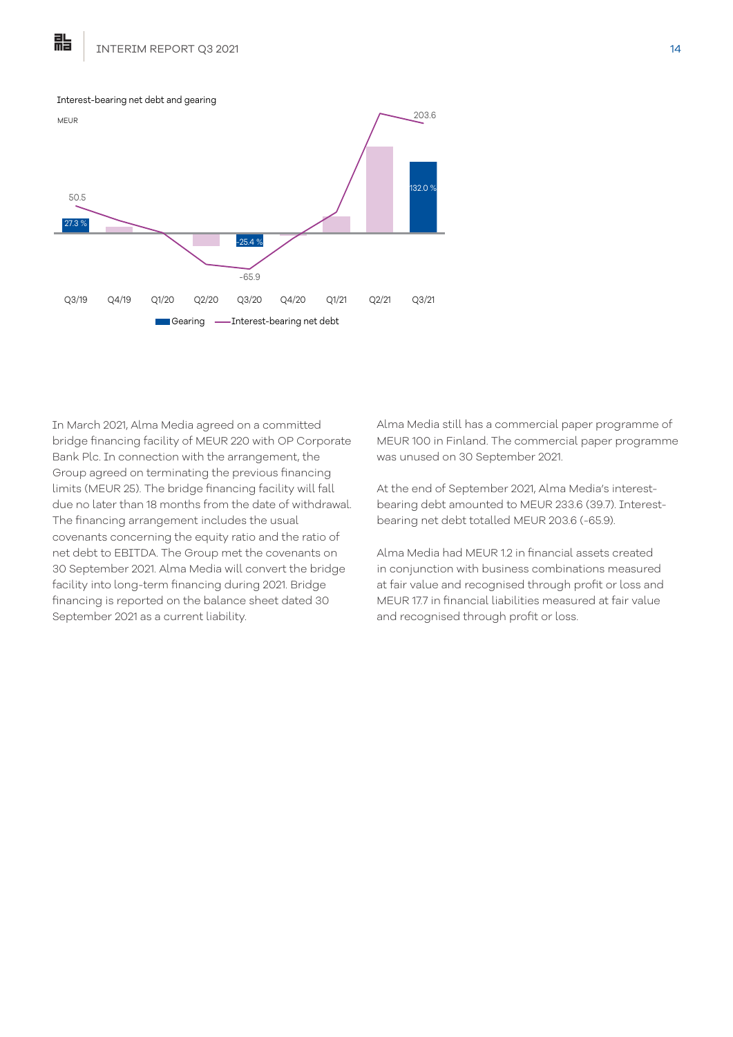Interest-bearing net debt and gearing

MEUR

| | Q3/19 | Q4/19 | Q1/20 | Q2/20 | Q3/20 | Q4/20 | Q1/21 | Q2/21 | Q3/21 |
|---|---|---|---|---|---|---|---|---|---|
| Gearing | 27.3 % | | | | -25.4 % | | | | 132.0 % |
| Interest-bearing net debt | 50.5 | | | | -65.9 | | | | 203.6 |

In March 2021, Alma Media agreed on a committed bridge financing facility of MEUR 220 with OP Corporate Bank Plc. In connection with the arrangement, the Group agreed on terminating the previous financing limits (MEUR 25). The bridge financing facility will fall due no later than 18 months from the date of withdrawal. The financing arrangement includes the usual covenants concerning the equity ratio and the ratio of net debt to EBITDA. The Group met the covenants on 30 September 2021. Alma Media will convert the bridge facility into long-term financing during 2021. Bridge financing is reported on the balance sheet dated 30 September 2021 as a current liability.

Alma Media still has a commercial paper programme of MEUR 100 in Finland. The commercial paper programme was unused on 30 September 2021.

At the end of September 2021, Alma Media's interest-bearing debt amounted to MEUR 233.6 (39.7). Interest-bearing net debt totalled MEUR 203.6 (-65.9).

Alma Media had MEUR 1.2 in financial assets created in conjunction with business combinations measured at fair value and recognised through profit or loss and MEUR 17.7 in financial liabilities measured at fair value and recognised through profit or loss.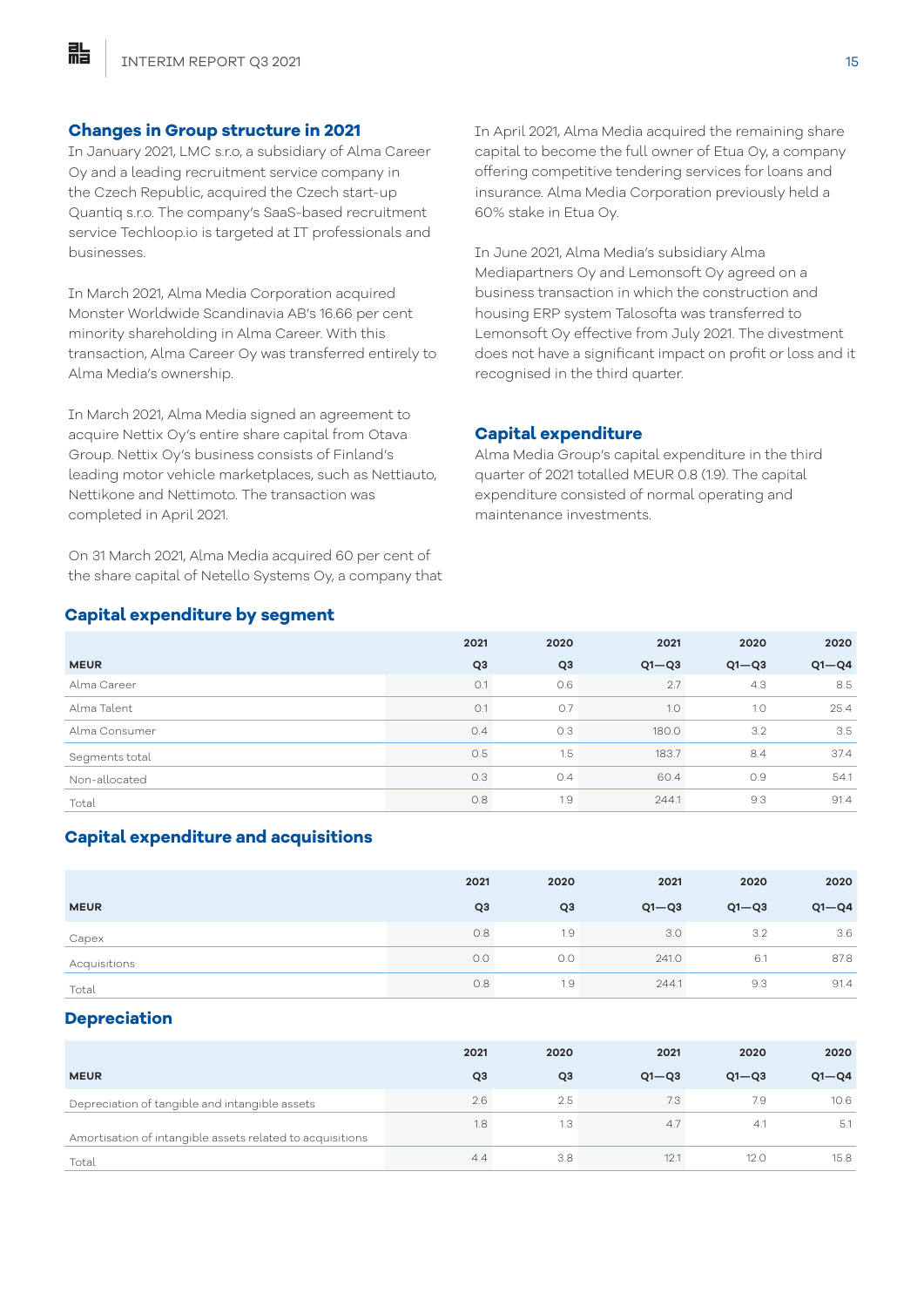## Changes in Group structure in 2021

In January 2021, LMC s.r.o, a subsidiary of Alma Career Oy and a leading recruitment service company in the Czech Republic, acquired the Czech start-up Quantiq s.r.o. The company's SaaS-based recruitment service Techloop.io is targeted at IT professionals and businesses.

In March 2021, Alma Media Corporation acquired Monster Worldwide Scandinavia AB's 16.66 per cent minority shareholding in Alma Career. With this transaction, Alma Career Oy was transferred entirely to Alma Media's ownership.

In March 2021, Alma Media signed an agreement to acquire Nettix Oy's entire share capital from Otava Group. Nettix Oy's business consists of Finland's leading motor vehicle marketplaces, such as Nettiauto, Nettikone and Nettimoto. The transaction was completed in April 2021.

On 31 March 2021, Alma Media acquired 60 per cent of the share capital of Netello Systems Oy, a company that

In April 2021, Alma Media acquired the remaining share capital to become the full owner of Etua Oy, a company offering competitive tendering services for loans and insurance. Alma Media Corporation previously held a 60% stake in Etua Oy.

In June 2021, Alma Media's subsidiary Alma Mediapartners Oy and Lemonsoft Oy agreed on a business transaction in which the construction and housing ERP system Talosofta was transferred to Lemonsoft Oy effective from July 2021. The divestment does not have a significant impact on profit or loss and it recognised in the third quarter.

## Capital expenditure

Alma Media Group's capital expenditure in the third quarter of 2021 totalled MEUR 0.8 (1.9). The capital expenditure consisted of normal operating and maintenance investments.

### Capital expenditure by segment

| MEUR | 2021 Q3 | 2020 Q3 | 2021 Q1—Q3 | 2020 Q1—Q3 | 2020 Q1—Q4 |
|---|---|---|---|---|---|
| Alma Career | 0.1 | 0.6 | 2.7 | 4.3 | 8.5 |
| Alma Talent | 0.1 | 0.7 | 1.0 | 1.0 | 25.4 |
| Alma Consumer | 0.4 | 0.3 | 180.0 | 3.2 | 3.5 |
| Segments total | 0.5 | 1.5 | 183.7 | 8.4 | 37.4 |
| Non-allocated | 0.3 | 0.4 | 60.4 | 0.9 | 54.1 |
| Total | 0.8 | 1.9 | 244.1 | 9.3 | 91.4 |

### Capital expenditure and acquisitions

| MEUR | 2021 Q3 | 2020 Q3 | 2021 Q1—Q3 | 2020 Q1—Q3 | 2020 Q1—Q4 |
|---|---|---|---|---|---|
| Capex | 0.8 | 1.9 | 3.0 | 3.2 | 3.6 |
| Acquisitions | 0.0 | 0.0 | 241.0 | 6.1 | 87.8 |
| Total | 0.8 | 1.9 | 244.1 | 9.3 | 91.4 |

### Depreciation

| MEUR | 2021 Q3 | 2020 Q3 | 2021 Q1—Q3 | 2020 Q1—Q3 | 2020 Q1—Q4 |
|---|---|---|---|---|---|
| Depreciation of tangible and intangible assets | 2.6 | 2.5 | 7.3 | 7.9 | 10.6 |
| Amortisation of intangible assets related to acquisitions | 1.8 | 1.3 | 4.7 | 4.1 | 5.1 |
| Total | 4.4 | 3.8 | 12.1 | 12.0 | 15.8 |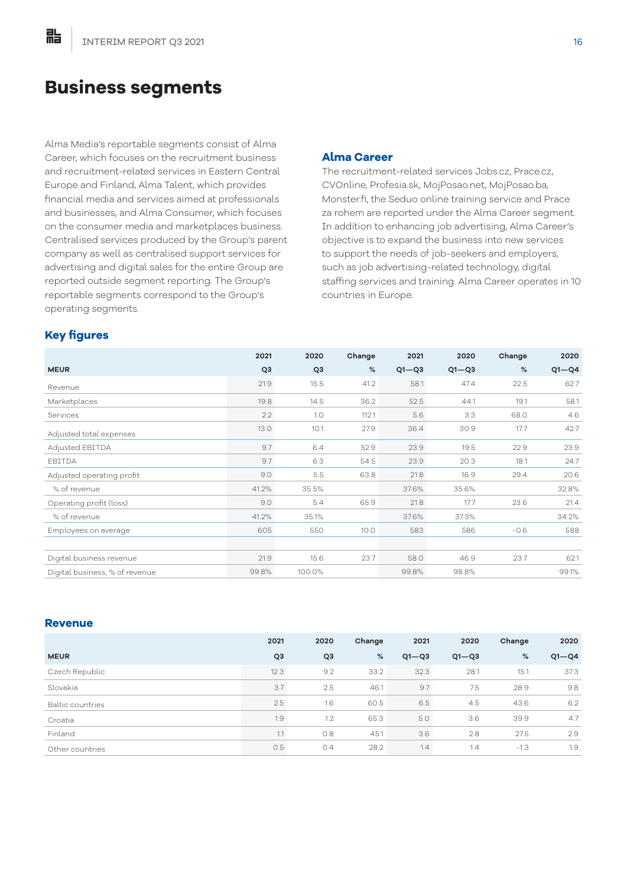# Business segments

Alma Media's reportable segments consist of Alma Career, which focuses on the recruitment business and recruitment-related services in Eastern Central Europe and Finland, Alma Talent, which provides financial media and services aimed at professionals and businesses, and Alma Consumer, which focuses on the consumer media and marketplaces business. Centralised services produced by the Group's parent company as well as centralised support services for advertising and digital sales for the entire Group are reported outside segment reporting. The Group's reportable segments correspond to the Group's operating segments.

## Alma Career

The recruitment-related services Jobs.cz, Prace.cz, CVOnline, Profesia.sk, MojPosao.net, MojPosao.ba, Monster.fi, the Seduo online training service and Prace za rohem are reported under the Alma Career segment. In addition to enhancing job advertising, Alma Career's objective is to expand the business into new services to support the needs of job-seekers and employers, such as job advertising-related technology, digital staffing services and training. Alma Career operates in 10 countries in Europe.

### Key figures

| MEUR | 2021 Q3 | 2020 Q3 | Change % | 2021 Q1—Q3 | 2020 Q1—Q3 | Change % | 2020 Q1—Q4 |
|---|---|---|---|---|---|---|---|
| Revenue | 21.9 | 15.5 | 41.2 | 58.1 | 47.4 | 22.5 | 62.7 |
| Marketplaces | 19.8 | 14.5 | 36.2 | 52.5 | 44.1 | 19.1 | 58.1 |
| Services | 2.2 | 1.0 | 112.1 | 5.6 | 3.3 | 68.0 | 4.6 |
| Adjusted total expenses | 13.0 | 10.1 | 27.9 | 36.4 | 30.9 | 17.7 | 42.7 |
| Adjusted EBITDA | 9.7 | 6.4 | 52.9 | 23.9 | 19.5 | 22.9 | 23.9 |
| EBITDA | 9.7 | 6.3 | 54.5 | 23.9 | 20.3 | 18.1 | 24.7 |
| Adjusted operating profit | 9.0 | 5.5 | 63.8 | 21.8 | 16.9 | 29.4 | 20.6 |
| % of revenue | 41.2% | 35.5% | | 37.6% | 35.6% | | 32.8% |
| Operating profit (loss) | 9.0 | 5.4 | 65.9 | 21.8 | 17.7 | 23.6 | 21.4 |
| % of revenue | 41.2% | 35.1% | | 37.6% | 37.3% | | 34.2% |
| Employees on average | 605 | 550 | 10.0 | 583 | 586 | -0.6 | 588 |
| | | | | | | | |
| Digital business revenue | 21.9 | 15.6 | 23.7 | 58.0 | 46.9 | 23.7 | 62.1 |
| Digital business, % of revenue | 99.8% | 100.0% | | 99.8% | 98.8% | | 99.1% |

### Revenue

| MEUR | 2021 Q3 | 2020 Q3 | Change % | 2021 Q1—Q3 | 2020 Q1—Q3 | Change % | 2020 Q1—Q4 |
|---|---|---|---|---|---|---|---|
| Czech Republic | 12.3 | 9.2 | 33.2 | 32.3 | 28.1 | 15.1 | 37.3 |
| Slovakia | 3.7 | 2.5 | 46.1 | 9.7 | 7.5 | 28.9 | 9.8 |
| Baltic countries | 2.5 | 1.6 | 60.5 | 6.5 | 4.5 | 43.6 | 6.2 |
| Croatia | 1.9 | 1.2 | 65.3 | 5.0 | 3.6 | 39.9 | 4.7 |
| Finland | 1.1 | 0.8 | 45.1 | 3.6 | 2.8 | 27.5 | 2.9 |
| Other countries | 0.5 | 0.4 | 28.2 | 1.4 | 1.4 | -1.3 | 1.9 |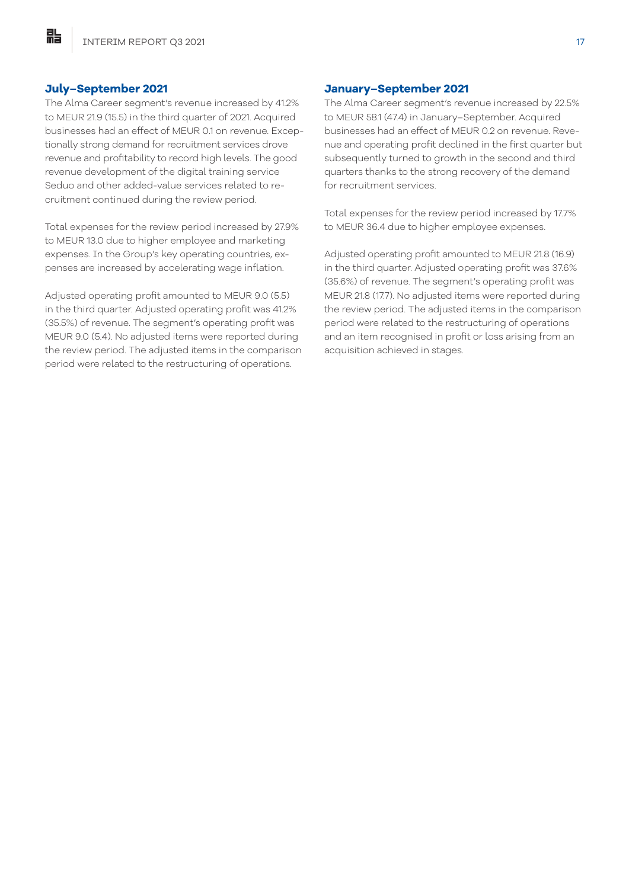### July–September 2021

The Alma Career segment's revenue increased by 41.2% to MEUR 21.9 (15.5) in the third quarter of 2021. Acquired businesses had an effect of MEUR 0.1 on revenue. Exceptionally strong demand for recruitment services drove revenue and profitability to record high levels. The good revenue development of the digital training service Seduo and other added-value services related to recruitment continued during the review period.

Total expenses for the review period increased by 27.9% to MEUR 13.0 due to higher employee and marketing expenses. In the Group's key operating countries, expenses are increased by accelerating wage inflation.

Adjusted operating profit amounted to MEUR 9.0 (5.5) in the third quarter. Adjusted operating profit was 41.2% (35.5%) of revenue. The segment's operating profit was MEUR 9.0 (5.4). No adjusted items were reported during the review period. The adjusted items in the comparison period were related to the restructuring of operations.

### January–September 2021

The Alma Career segment's revenue increased by 22.5% to MEUR 58.1 (47.4) in January–September. Acquired businesses had an effect of MEUR 0.2 on revenue. Revenue and operating profit declined in the first quarter but subsequently turned to growth in the second and third quarters thanks to the strong recovery of the demand for recruitment services.

Total expenses for the review period increased by 17.7% to MEUR 36.4 due to higher employee expenses.

Adjusted operating profit amounted to MEUR 21.8 (16.9) in the third quarter. Adjusted operating profit was 37.6% (35.6%) of revenue. The segment's operating profit was MEUR 21.8 (17.7). No adjusted items were reported during the review period. The adjusted items in the comparison period were related to the restructuring of operations and an item recognised in profit or loss arising from an acquisition achieved in stages.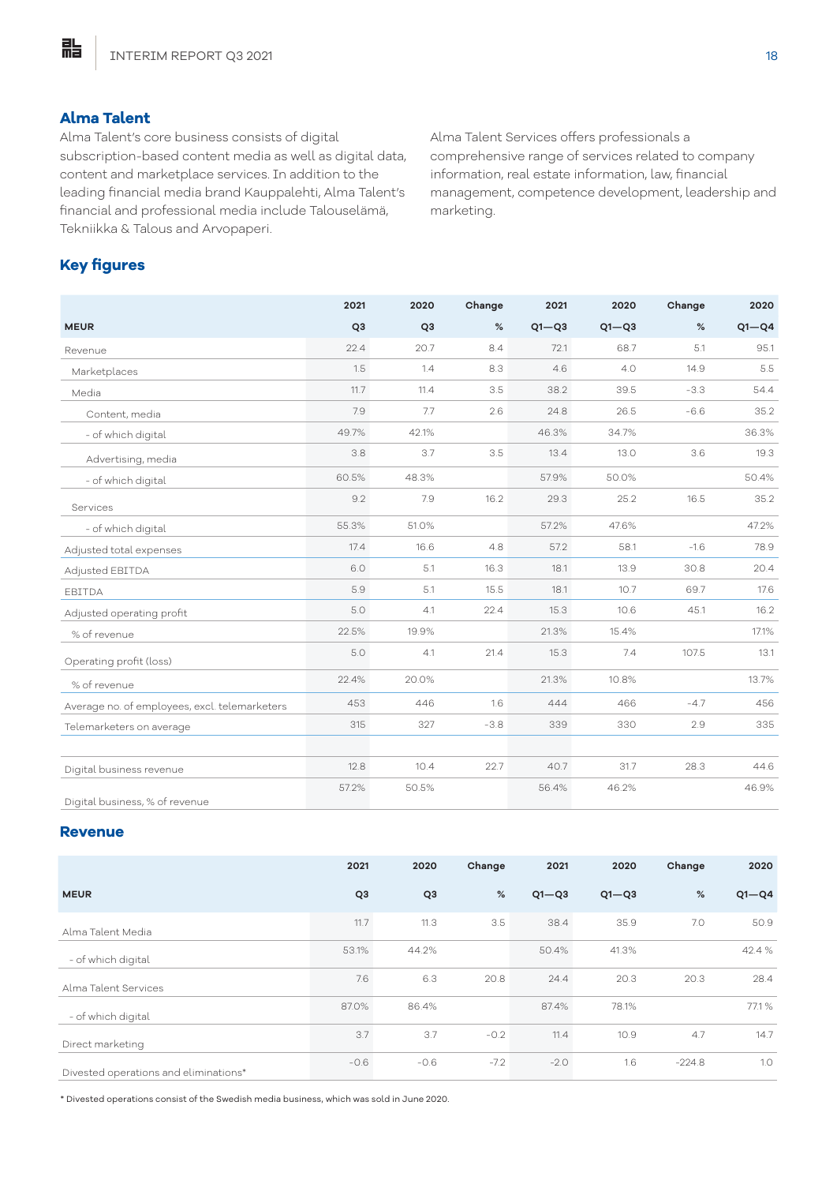## Alma Talent

Alma Talent's core business consists of digital subscription-based content media as well as digital data, content and marketplace services. In addition to the leading financial media brand Kauppalehti, Alma Talent's financial and professional media include Talouselämä, Tekniikka & Talous and Arvopaperi.

Alma Talent Services offers professionals a comprehensive range of services related to company information, real estate information, law, financial management, competence development, leadership and marketing.

## Key figures

| MEUR | 2021 Q3 | 2020 Q3 | Change % | 2021 Q1—Q3 | 2020 Q1—Q3 | Change % | 2020 Q1—Q4 |
|---|---|---|---|---|---|---|---|
| Revenue | 22.4 | 20.7 | 8.4 | 72.1 | 68.7 | 5.1 | 95.1 |
| Marketplaces | 1.5 | 1.4 | 8.3 | 4.6 | 4.0 | 14.9 | 5.5 |
| Media | 11.7 | 11.4 | 3.5 | 38.2 | 39.5 | -3.3 | 54.4 |
| Content, media | 7.9 | 7.7 | 2.6 | 24.8 | 26.5 | -6.6 | 35.2 |
| - of which digital | 49.7% | 42.1% | | 46.3% | 34.7% | | 36.3% |
| Advertising, media | 3.8 | 3.7 | 3.5 | 13.4 | 13.0 | 3.6 | 19.3 |
| - of which digital | 60.5% | 48.3% | | 57.9% | 50.0% | | 50.4% |
| Services | 9.2 | 7.9 | 16.2 | 29.3 | 25.2 | 16.5 | 35.2 |
| - of which digital | 55.3% | 51.0% | | 57.2% | 47.6% | | 47.2% |
| Adjusted total expenses | 17.4 | 16.6 | 4.8 | 57.2 | 58.1 | -1.6 | 78.9 |
| Adjusted EBITDA | 6.0 | 5.1 | 16.3 | 18.1 | 13.9 | 30.8 | 20.4 |
| EBITDA | 5.9 | 5.1 | 15.5 | 18.1 | 10.7 | 69.7 | 17.6 |
| Adjusted operating profit | 5.0 | 4.1 | 22.4 | 15.3 | 10.6 | 45.1 | 16.2 |
| % of revenue | 22.5% | 19.9% | | 21.3% | 15.4% | | 17.1% |
| Operating profit (loss) | 5.0 | 4.1 | 21.4 | 15.3 | 7.4 | 107.5 | 13.1 |
| % of revenue | 22.4% | 20.0% | | 21.3% | 10.8% | | 13.7% |
| Average no. of employees, excl. telemarketers | 453 | 446 | 1.6 | 444 | 466 | -4.7 | 456 |
| Telemarketers on average | 315 | 327 | -3.8 | 339 | 330 | 2.9 | 335 |
| | | | | | | | |
| Digital business revenue | 12.8 | 10.4 | 22.7 | 40.7 | 31.7 | 28.3 | 44.6 |
| Digital business, % of revenue | 57.2% | 50.5% | | 56.4% | 46.2% | | 46.9% |

## Revenue

| MEUR | 2021 Q3 | 2020 Q3 | Change % | 2021 Q1—Q3 | 2020 Q1—Q3 | Change % | 2020 Q1—Q4 |
|---|---|---|---|---|---|---|---|
| Alma Talent Media | 11.7 | 11.3 | 3.5 | 38.4 | 35.9 | 7.0 | 50.9 |
| - of which digital | 53.1% | 44.2% | | 50.4% | 41.3% | | 42.4 % |
| Alma Talent Services | 7.6 | 6.3 | 20.8 | 24.4 | 20.3 | 20.3 | 28.4 |
| - of which digital | 87.0% | 86.4% | | 87.4% | 78.1% | | 77.1 % |
| Direct marketing | 3.7 | 3.7 | -0.2 | 11.4 | 10.9 | 4.7 | 14.7 |
| Divested operations and eliminations* | -0.6 | -0.6 | -7.2 | -2.0 | 1.6 | -224.8 | 1.0 |

* Divested operations consist of the Swedish media business, which was sold in June 2020.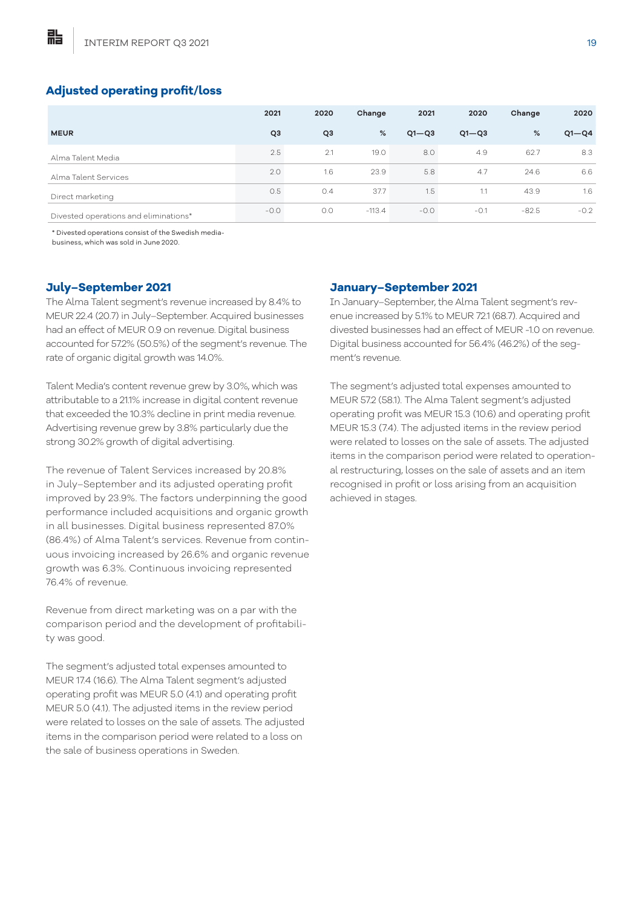## Adjusted operating profit/loss

| MEUR | 2021 Q3 | 2020 Q3 | Change % | 2021 Q1—Q3 | 2020 Q1—Q3 | Change % | 2020 Q1—Q4 |
|---|---|---|---|---|---|---|---|
| Alma Talent Media | 2.5 | 2.1 | 19.0 | 8.0 | 4.9 | 62.7 | 8.3 |
| Alma Talent Services | 2.0 | 1.6 | 23.9 | 5.8 | 4.7 | 24.6 | 6.6 |
| Direct marketing | 0.5 | 0.4 | 37.7 | 1.5 | 1.1 | 43.9 | 1.6 |
| Divested operations and eliminations* | -0.0 | 0.0 | -113.4 | -0.0 | -0.1 | -82.5 | -0.2 |

* Divested operations consist of the Swedish media-business, which was sold in June 2020.

### July–September 2021

The Alma Talent segment's revenue increased by 8.4% to MEUR 22.4 (20.7) in July–September. Acquired businesses had an effect of MEUR 0.9 on revenue. Digital business accounted for 57.2% (50.5%) of the segment's revenue. The rate of organic digital growth was 14.0%.

Talent Media's content revenue grew by 3.0%, which was attributable to a 21.1% increase in digital content revenue that exceeded the 10.3% decline in print media revenue. Advertising revenue grew by 3.8% particularly due the strong 30.2% growth of digital advertising.

The revenue of Talent Services increased by 20.8% in July–September and its adjusted operating profit improved by 23.9%. The factors underpinning the good performance included acquisitions and organic growth in all businesses. Digital business represented 87.0% (86.4%) of Alma Talent's services. Revenue from continuous invoicing increased by 26.6% and organic revenue growth was 6.3%. Continuous invoicing represented 76.4% of revenue.

Revenue from direct marketing was on a par with the comparison period and the development of profitability was good.

The segment's adjusted total expenses amounted to MEUR 17.4 (16.6). The Alma Talent segment's adjusted operating profit was MEUR 5.0 (4.1) and operating profit MEUR 5.0 (4.1). The adjusted items in the review period were related to losses on the sale of assets. The adjusted items in the comparison period were related to a loss on the sale of business operations in Sweden.

### January–September 2021

In January–September, the Alma Talent segment's revenue increased by 5.1% to MEUR 72.1 (68.7). Acquired and divested businesses had an effect of MEUR -1.0 on revenue. Digital business accounted for 56.4% (46.2%) of the segment's revenue.

The segment's adjusted total expenses amounted to MEUR 57.2 (58.1). The Alma Talent segment's adjusted operating profit was MEUR 15.3 (10.6) and operating profit MEUR 15.3 (7.4). The adjusted items in the review period were related to losses on the sale of assets. The adjusted items in the comparison period were related to operational restructuring, losses on the sale of assets and an item recognised in profit or loss arising from an acquisition achieved in stages.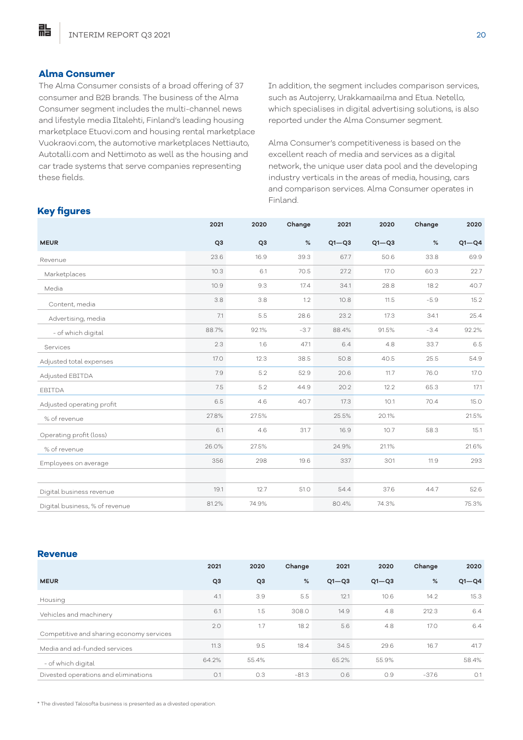## Alma Consumer

The Alma Consumer consists of a broad offering of 37 consumer and B2B brands. The business of the Alma Consumer segment includes the multi-channel news and lifestyle media Iltalehti, Finland's leading housing marketplace Etuovi.com and housing rental marketplace Vuokraovi.com, the automotive marketplaces Nettiauto, Autotalli.com and Nettimoto as well as the housing and car trade systems that serve companies representing these fields.

In addition, the segment includes comparison services, such as Autojerry, Urakkamaailma and Etua. Netello, which specialises in digital advertising solutions, is also reported under the Alma Consumer segment.

Alma Consumer's competitiveness is based on the excellent reach of media and services as a digital network, the unique user data pool and the developing industry verticals in the areas of media, housing, cars and comparison services. Alma Consumer operates in Finland.

## Key figures

| MEUR | 2021 Q3 | 2020 Q3 | Change % | 2021 Q1—Q3 | 2020 Q1—Q3 | Change % | 2020 Q1—Q4 |
|---|---|---|---|---|---|---|---|
| Revenue | 23.6 | 16.9 | 39.3 | 67.7 | 50.6 | 33.8 | 69.9 |
| Marketplaces | 10.3 | 6.1 | 70.5 | 27.2 | 17.0 | 60.3 | 22.7 |
| Media | 10.9 | 9.3 | 17.4 | 34.1 | 28.8 | 18.2 | 40.7 |
| Content, media | 3.8 | 3.8 | 1.2 | 10.8 | 11.5 | -5.9 | 15.2 |
| Advertising, media | 7.1 | 5.5 | 28.6 | 23.2 | 17.3 | 34.1 | 25.4 |
| - of which digital | 88.7% | 92.1% | -3.7 | 88.4% | 91.5% | -3.4 | 92.2% |
| Services | 2.3 | 1.6 | 47.1 | 6.4 | 4.8 | 33.7 | 6.5 |
| Adjusted total expenses | 17.0 | 12.3 | 38.5 | 50.8 | 40.5 | 25.5 | 54.9 |
| Adjusted EBITDA | 7.9 | 5.2 | 52.9 | 20.6 | 11.7 | 76.0 | 17.0 |
| EBITDA | 7.5 | 5.2 | 44.9 | 20.2 | 12.2 | 65.3 | 17.1 |
| Adjusted operating profit | 6.5 | 4.6 | 40.7 | 17.3 | 10.1 | 70.4 | 15.0 |
| % of revenue | 27.8% | 27.5% | | 25.5% | 20.1% | | 21.5% |
| Operating profit (loss) | 6.1 | 4.6 | 31.7 | 16.9 | 10.7 | 58.3 | 15.1 |
| % of revenue | 26.0% | 27.5% | | 24.9% | 21.1% | | 21.6% |
| Employees on average | 356 | 298 | 19.6 | 337 | 301 | 11.9 | 293 |
| | | | | | | | |
| Digital business revenue | 19.1 | 12.7 | 51.0 | 54.4 | 37.6 | 44.7 | 52.6 |
| Digital business, % of revenue | 81.2% | 74.9% | | 80.4% | 74.3% | | 75.3% |

## Revenue

| MEUR | 2021 Q3 | 2020 Q3 | Change % | 2021 Q1—Q3 | 2020 Q1—Q3 | Change % | 2020 Q1—Q4 |
|---|---|---|---|---|---|---|---|
| Housing | 4.1 | 3.9 | 5.5 | 12.1 | 10.6 | 14.2 | 15.3 |
| Vehicles and machinery | 6.1 | 1.5 | 308.0 | 14.9 | 4.8 | 212.3 | 6.4 |
| Competitive and sharing economy services | 2.0 | 1.7 | 18.2 | 5.6 | 4.8 | 17.0 | 6.4 |
| Media and ad-funded services | 11.3 | 9.5 | 18.4 | 34.5 | 29.6 | 16.7 | 41.7 |
| - of which digital | 64.2% | 55.4% | | 65.2% | 55.9% | | 58.4% |
| Divested operations and eliminations | 0.1 | 0.3 | -81.3 | 0.6 | 0.9 | -37.6 | 0.1 |

* The divested Talosofta business is presented as a divested operation.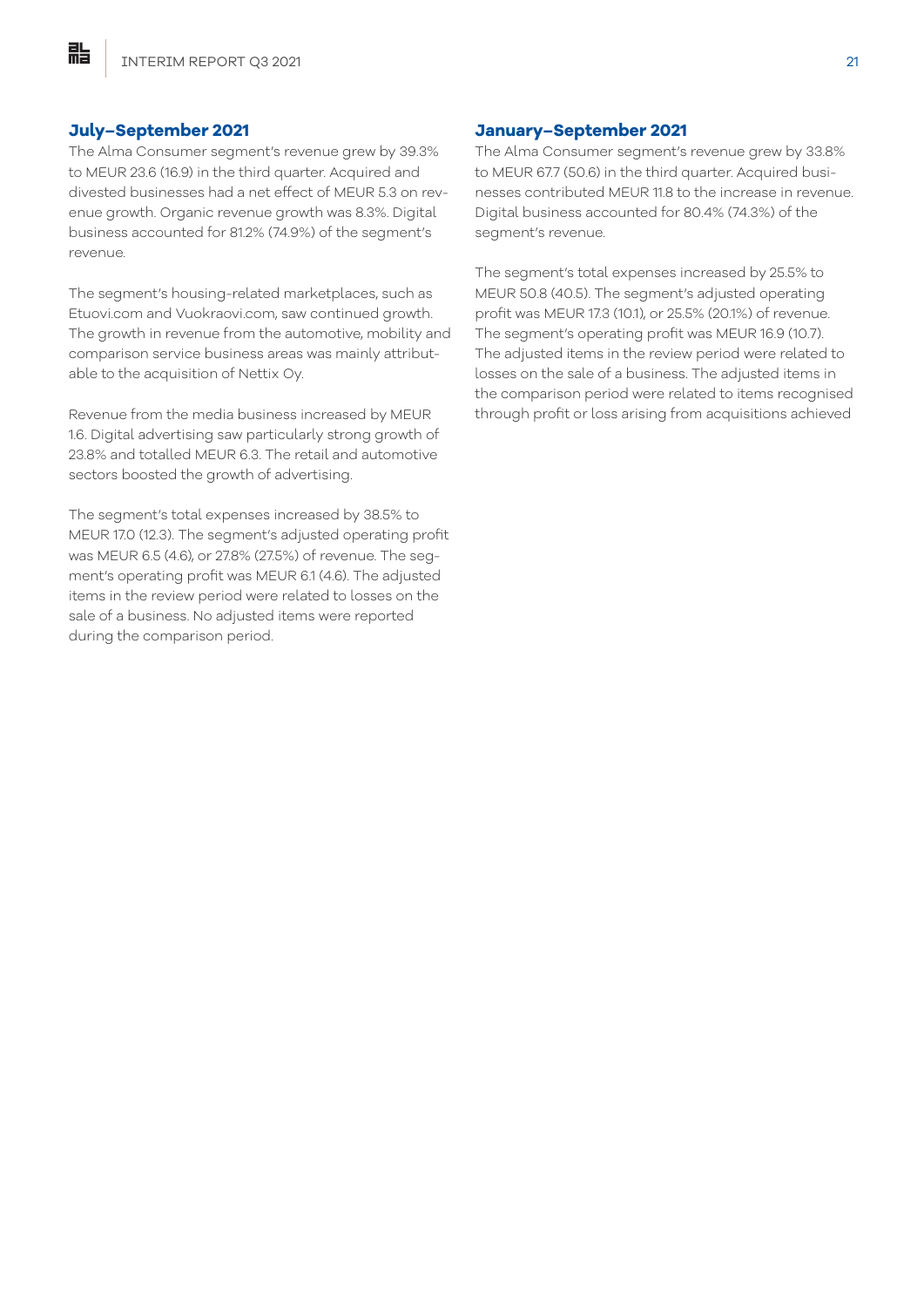## July–September 2021

The Alma Consumer segment's revenue grew by 39.3% to MEUR 23.6 (16.9) in the third quarter. Acquired and divested businesses had a net effect of MEUR 5.3 on revenue growth. Organic revenue growth was 8.3%. Digital business accounted for 81.2% (74.9%) of the segment's revenue.

The segment's housing-related marketplaces, such as Etuovi.com and Vuokraovi.com, saw continued growth. The growth in revenue from the automotive, mobility and comparison service business areas was mainly attributable to the acquisition of Nettix Oy.

Revenue from the media business increased by MEUR 1.6. Digital advertising saw particularly strong growth of 23.8% and totalled MEUR 6.3. The retail and automotive sectors boosted the growth of advertising.

The segment's total expenses increased by 38.5% to MEUR 17.0 (12.3). The segment's adjusted operating profit was MEUR 6.5 (4.6), or 27.8% (27.5%) of revenue. The segment's operating profit was MEUR 6.1 (4.6). The adjusted items in the review period were related to losses on the sale of a business. No adjusted items were reported during the comparison period.

## January–September 2021

The Alma Consumer segment's revenue grew by 33.8% to MEUR 67.7 (50.6) in the third quarter. Acquired businesses contributed MEUR 11.8 to the increase in revenue. Digital business accounted for 80.4% (74.3%) of the segment's revenue.

The segment's total expenses increased by 25.5% to MEUR 50.8 (40.5). The segment's adjusted operating profit was MEUR 17.3 (10.1), or 25.5% (20.1%) of revenue. The segment's operating profit was MEUR 16.9 (10.7). The adjusted items in the review period were related to losses on the sale of a business. The adjusted items in the comparison period were related to items recognised through profit or loss arising from acquisitions achieved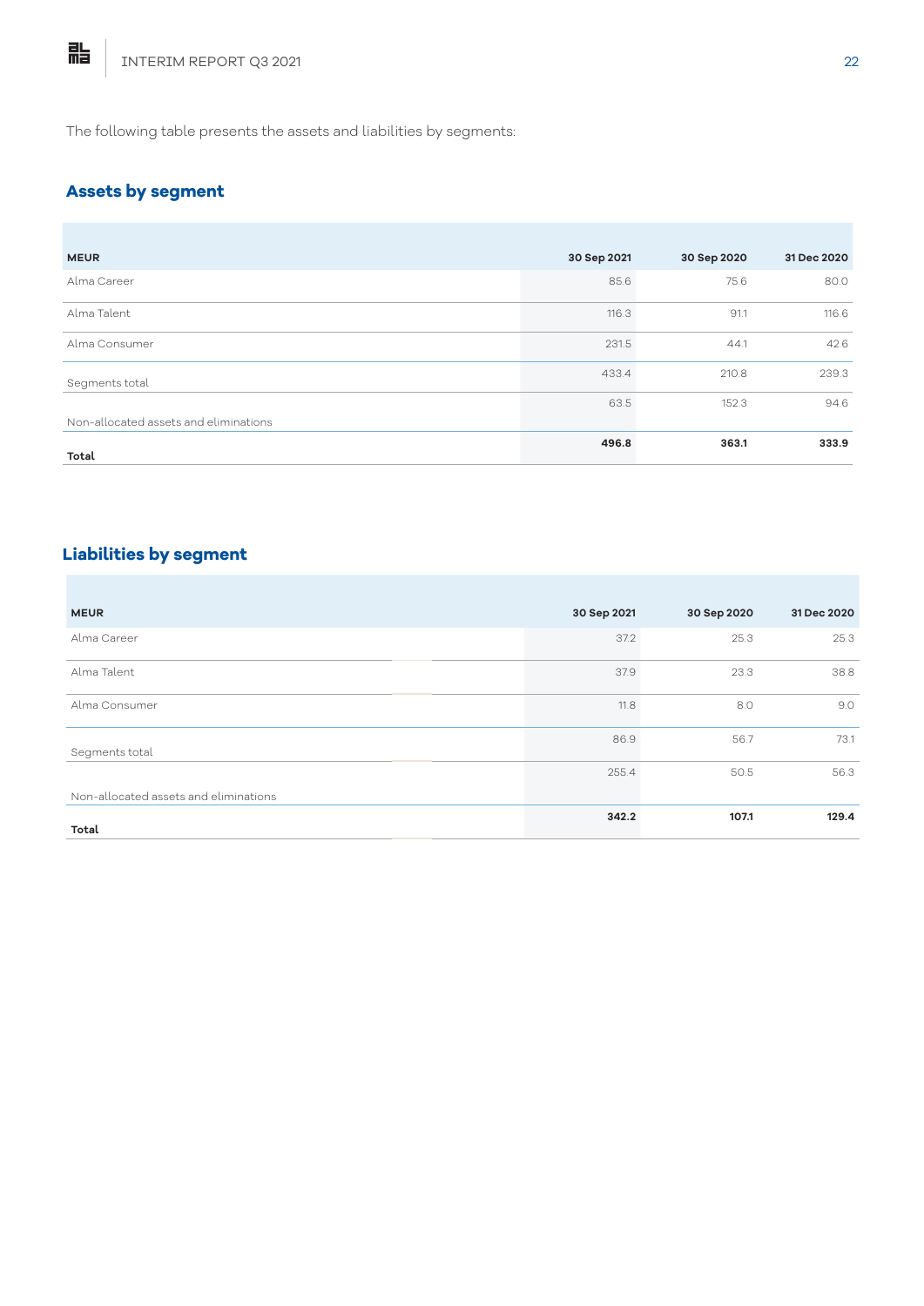The following table presents the assets and liabilities by segments:

## Assets by segment

| MEUR | 30 Sep 2021 | 30 Sep 2020 | 31 Dec 2020 |
|---|---|---|---|
| Alma Career | 85.6 | 75.6 | 80.0 |
| Alma Talent | 116.3 | 91.1 | 116.6 |
| Alma Consumer | 231.5 | 44.1 | 42.6 |
| Segments total | 433.4 | 210.8 | 239.3 |
| Non-allocated assets and eliminations | 63.5 | 152.3 | 94.6 |
| **Total** | **496.8** | **363.1** | **333.9** |

## Liabilities by segment

| MEUR | 30 Sep 2021 | 30 Sep 2020 | 31 Dec 2020 |
|---|---|---|---|
| Alma Career | 37.2 | 25.3 | 25.3 |
| Alma Talent | 37.9 | 23.3 | 38.8 |
| Alma Consumer | 11.8 | 8.0 | 9.0 |
| Segments total | 86.9 | 56.7 | 73.1 |
| Non-allocated assets and eliminations | 255.4 | 50.5 | 56.3 |
| **Total** | **342.2** | **107.1** | **129.4** |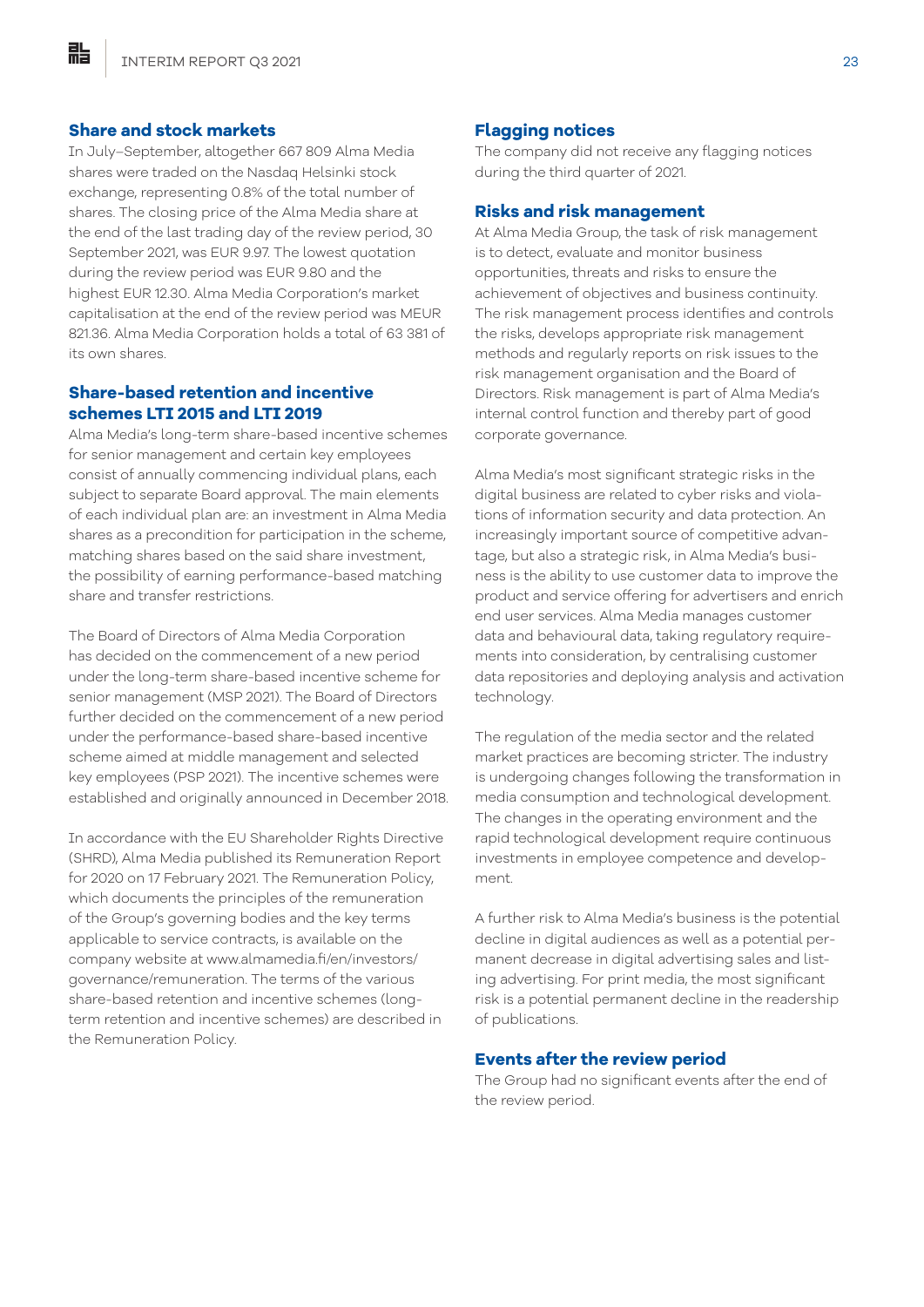## Share and stock markets

In July–September, altogether 667 809 Alma Media shares were traded on the Nasdaq Helsinki stock exchange, representing 0.8% of the total number of shares. The closing price of the Alma Media share at the end of the last trading day of the review period, 30 September 2021, was EUR 9.97. The lowest quotation during the review period was EUR 9.80 and the highest EUR 12.30. Alma Media Corporation's market capitalisation at the end of the review period was MEUR 821.36. Alma Media Corporation holds a total of 63 381 of its own shares.

## Share-based retention and incentive schemes LTI 2015 and LTI 2019

Alma Media's long-term share-based incentive schemes for senior management and certain key employees consist of annually commencing individual plans, each subject to separate Board approval. The main elements of each individual plan are: an investment in Alma Media shares as a precondition for participation in the scheme, matching shares based on the said share investment, the possibility of earning performance-based matching share and transfer restrictions.

The Board of Directors of Alma Media Corporation has decided on the commencement of a new period under the long-term share-based incentive scheme for senior management (MSP 2021). The Board of Directors further decided on the commencement of a new period under the performance-based share-based incentive scheme aimed at middle management and selected key employees (PSP 2021). The incentive schemes were established and originally announced in December 2018.

In accordance with the EU Shareholder Rights Directive (SHRD), Alma Media published its Remuneration Report for 2020 on 17 February 2021. The Remuneration Policy, which documents the principles of the remuneration of the Group's governing bodies and the key terms applicable to service contracts, is available on the company website at www.almamedia.fi/en/investors/governance/remuneration. The terms of the various share-based retention and incentive schemes (long-term retention and incentive schemes) are described in the Remuneration Policy.

## Flagging notices

The company did not receive any flagging notices during the third quarter of 2021.

## Risks and risk management

At Alma Media Group, the task of risk management is to detect, evaluate and monitor business opportunities, threats and risks to ensure the achievement of objectives and business continuity. The risk management process identifies and controls the risks, develops appropriate risk management methods and regularly reports on risk issues to the risk management organisation and the Board of Directors. Risk management is part of Alma Media's internal control function and thereby part of good corporate governance.

Alma Media's most significant strategic risks in the digital business are related to cyber risks and violations of information security and data protection. An increasingly important source of competitive advantage, but also a strategic risk, in Alma Media's business is the ability to use customer data to improve the product and service offering for advertisers and enrich end user services. Alma Media manages customer data and behavioural data, taking regulatory requirements into consideration, by centralising customer data repositories and deploying analysis and activation technology.

The regulation of the media sector and the related market practices are becoming stricter. The industry is undergoing changes following the transformation in media consumption and technological development. The changes in the operating environment and the rapid technological development require continuous investments in employee competence and development.

A further risk to Alma Media's business is the potential decline in digital audiences as well as a potential permanent decrease in digital advertising sales and listing advertising. For print media, the most significant risk is a potential permanent decline in the readership of publications.

## Events after the review period

The Group had no significant events after the end of the review period.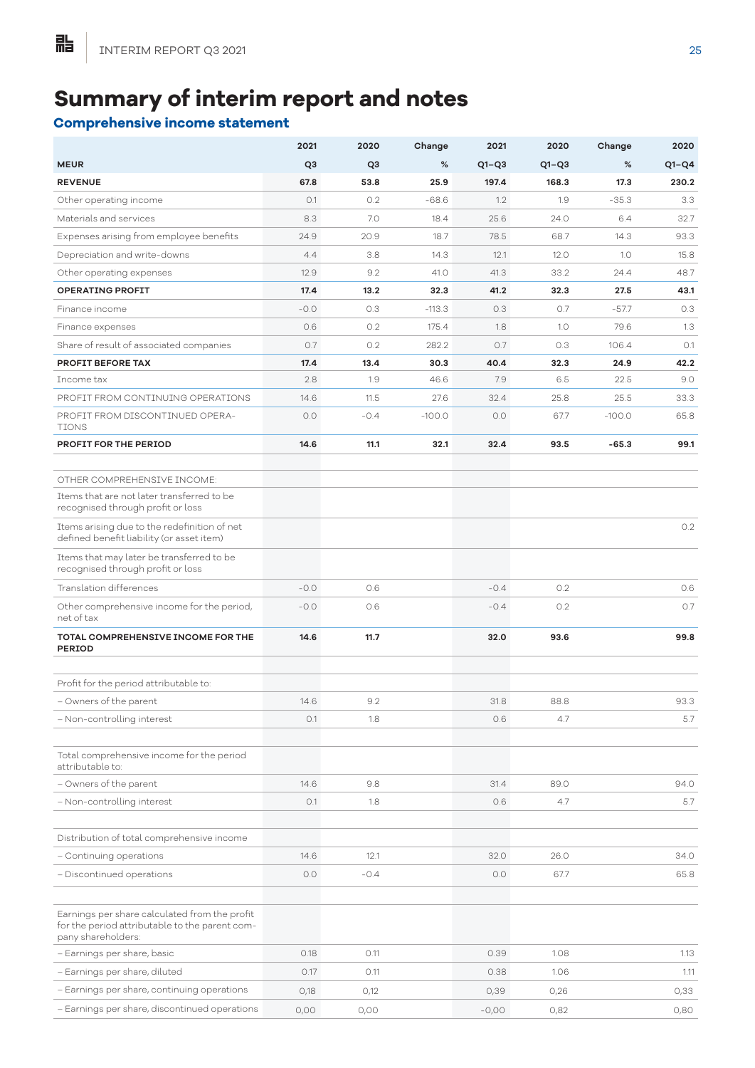# Summary of interim report and notes

## Comprehensive income statement

| MEUR | 2021 Q3 | 2020 Q3 | Change % | 2021 Q1–Q3 | 2020 Q1–Q3 | Change % | 2020 Q1–Q4 |
|---|---|---|---|---|---|---|---|
| **REVENUE** | **67.8** | **53.8** | **25.9** | **197.4** | **168.3** | **17.3** | **230.2** |
| Other operating income | 0.1 | 0.2 | -68.6 | 1.2 | 1.9 | -35.3 | 3.3 |
| Materials and services | 8.3 | 7.0 | 18.4 | 25.6 | 24.0 | 6.4 | 32.7 |
| Expenses arising from employee benefits | 24.9 | 20.9 | 18.7 | 78.5 | 68.7 | 14.3 | 93.3 |
| Depreciation and write-downs | 4.4 | 3.8 | 14.3 | 12.1 | 12.0 | 1.0 | 15.8 |
| Other operating expenses | 12.9 | 9.2 | 41.0 | 41.3 | 33.2 | 24.4 | 48.7 |
| **OPERATING PROFIT** | **17.4** | **13.2** | **32.3** | **41.2** | **32.3** | **27.5** | **43.1** |
| Finance income | -0.0 | 0.3 | -113.3 | 0.3 | 0.7 | -57.7 | 0.3 |
| Finance expenses | 0.6 | 0.2 | 175.4 | 1.8 | 1.0 | 79.6 | 1.3 |
| Share of result of associated companies | 0.7 | 0.2 | 282.2 | 0.7 | 0.3 | 106.4 | 0.1 |
| **PROFIT BEFORE TAX** | **17.4** | **13.4** | **30.3** | **40.4** | **32.3** | **24.9** | **42.2** |
| Income tax | 2.8 | 1.9 | 46.6 | 7.9 | 6.5 | 22.5 | 9.0 |
| PROFIT FROM CONTINUING OPERATIONS | 14.6 | 11.5 | 27.6 | 32.4 | 25.8 | 25.5 | 33.3 |
| PROFIT FROM DISCONTINUED OPERATIONS | 0.0 | -0.4 | -100.0 | 0.0 | 67.7 | -100.0 | 65.8 |
| **PROFIT FOR THE PERIOD** | **14.6** | **11.1** | **32.1** | **32.4** | **93.5** | **-65.3** | **99.1** |
| | | | | | | | |
| OTHER COMPREHENSIVE INCOME: | | | | | | | |
| Items that are not later transferred to be recognised through profit or loss | | | | | | | |
| Items arising due to the redefinition of net defined benefit liability (or asset item) | | | | | | | 0.2 |
| Items that may later be transferred to be recognised through profit or loss | | | | | | | |
| Translation differences | -0.0 | 0.6 | | -0.4 | 0.2 | | 0.6 |
| Other comprehensive income for the period, net of tax | -0.0 | 0.6 | | -0.4 | 0.2 | | 0.7 |
| **TOTAL COMPREHENSIVE INCOME FOR THE PERIOD** | **14.6** | **11.7** | | **32.0** | **93.6** | | **99.8** |
| | | | | | | | |
| Profit for the period attributable to: | | | | | | | |
| – Owners of the parent | 14.6 | 9.2 | | 31.8 | 88.8 | | 93.3 |
| – Non-controlling interest | 0.1 | 1.8 | | 0.6 | 4.7 | | 5.7 |
| | | | | | | | |
| Total comprehensive income for the period attributable to: | | | | | | | |
| – Owners of the parent | 14.6 | 9.8 | | 31.4 | 89.0 | | 94.0 |
| – Non-controlling interest | 0.1 | 1.8 | | 0.6 | 4.7 | | 5.7 |
| | | | | | | | |
| Distribution of total comprehensive income | | | | | | | |
| – Continuing operations | 14.6 | 12.1 | | 32.0 | 26.0 | | 34.0 |
| – Discontinued operations | 0.0 | -0.4 | | 0.0 | 67.7 | | 65.8 |
| | | | | | | | |
| Earnings per share calculated from the profit for the period attributable to the parent company shareholders: | | | | | | | |
| – Earnings per share, basic | 0.18 | 0.11 | | 0.39 | 1.08 | | 1.13 |
| – Earnings per share, diluted | 0.17 | 0.11 | | 0.38 | 1.06 | | 1.11 |
| – Earnings per share, continuing operations | 0,18 | 0,12 | | 0,39 | 0,26 | | 0,33 |
| – Earnings per share, discontinued operations | 0,00 | 0,00 | | -0,00 | 0,82 | | 0,80 |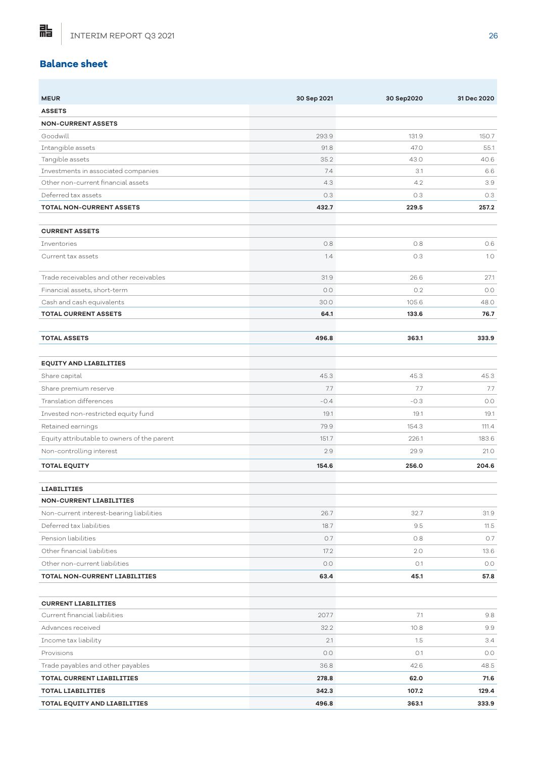## Balance sheet

| MEUR | 30 Sep 2021 | 30 Sep2020 | 31 Dec 2020 |
|---|---|---|---|
| **ASSETS** | | | |
| **NON-CURRENT ASSETS** | | | |
| Goodwill | 293.9 | 131.9 | 150.7 |
| Intangible assets | 91.8 | 47.0 | 55.1 |
| Tangible assets | 35.2 | 43.0 | 40.6 |
| Investments in associated companies | 7.4 | 3.1 | 6.6 |
| Other non-current financial assets | 4.3 | 4.2 | 3.9 |
| Deferred tax assets | 0.3 | 0.3 | 0.3 |
| **TOTAL NON-CURRENT ASSETS** | **432.7** | **229.5** | **257.2** |
| | | | |
| **CURRENT ASSETS** | | | |
| Inventories | 0.8 | 0.8 | 0.6 |
| Current tax assets | 1.4 | 0.3 | 1.0 |
| Trade receivables and other receivables | 31.9 | 26.6 | 27.1 |
| Financial assets, short-term | 0.0 | 0.2 | 0.0 |
| Cash and cash equivalents | 30.0 | 105.6 | 48.0 |
| **TOTAL CURRENT ASSETS** | **64.1** | **133.6** | **76.7** |
| | | | |
| **TOTAL ASSETS** | **496.8** | **363.1** | **333.9** |
| | | | |
| **EQUITY AND LIABILITIES** | | | |
| Share capital | 45.3 | 45.3 | 45.3 |
| Share premium reserve | 7.7 | 7.7 | 7.7 |
| Translation differences | -0.4 | -0.3 | 0.0 |
| Invested non-restricted equity fund | 19.1 | 19.1 | 19.1 |
| Retained earnings | 79.9 | 154.3 | 111.4 |
| Equity attributable to owners of the parent | 151.7 | 226.1 | 183.6 |
| Non-controlling interest | 2.9 | 29.9 | 21.0 |
| **TOTAL EQUITY** | **154.6** | **256.0** | **204.6** |
| | | | |
| **LIABILITIES** | | | |
| **NON-CURRENT LIABILITIES** | | | |
| Non-current interest-bearing liabilities | 26.7 | 32.7 | 31.9 |
| Deferred tax liabilities | 18.7 | 9.5 | 11.5 |
| Pension liabilities | 0.7 | 0.8 | 0.7 |
| Other financial liabilities | 17.2 | 2.0 | 13.6 |
| Other non-current liabilities | 0.0 | 0.1 | 0.0 |
| **TOTAL NON-CURRENT LIABILITIES** | **63.4** | **45.1** | **57.8** |
| | | | |
| **CURRENT LIABILITIES** | | | |
| Current financial liabilities | 207.7 | 7.1 | 9.8 |
| Advances received | 32.2 | 10.8 | 9.9 |
| Income tax liability | 2.1 | 1.5 | 3.4 |
| Provisions | 0.0 | 0.1 | 0.0 |
| Trade payables and other payables | 36.8 | 42.6 | 48.5 |
| **TOTAL CURRENT LIABILITIES** | **278.8** | **62.0** | **71.6** |
| **TOTAL LIABILITIES** | **342.3** | **107.2** | **129.4** |
| **TOTAL EQUITY AND LIABILITIES** | **496.8** | **363.1** | **333.9** |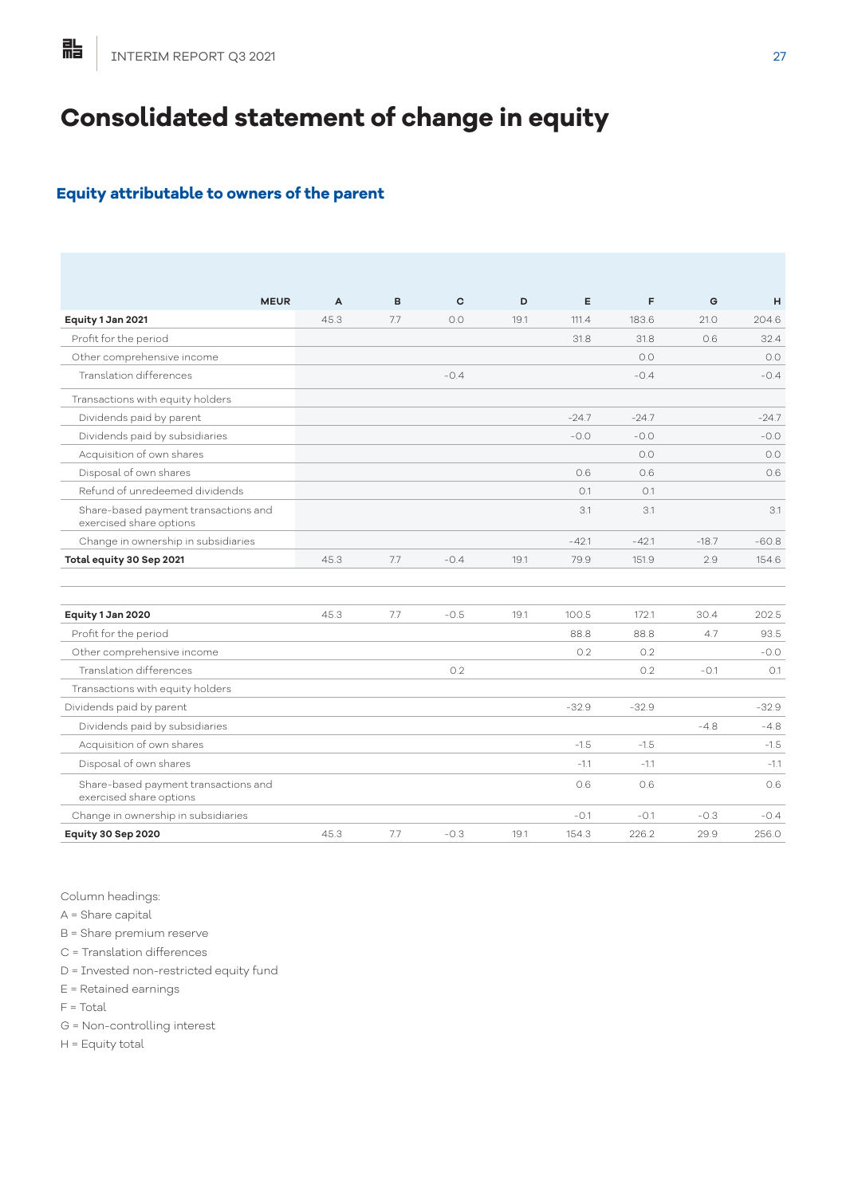# Consolidated statement of change in equity

## Equity attributable to owners of the parent

| MEUR | A | B | C | D | E | F | G | H |
|---|---|---|---|---|---|---|---|---|
| **Equity 1 Jan 2021** | 45.3 | 7.7 | 0.0 | 19.1 | 111.4 | 183.6 | 21.0 | 204.6 |
| Profit for the period | | | | | 31.8 | 31.8 | 0.6 | 32.4 |
| Other comprehensive income | | | | | | 0.0 | | 0.0 |
| Translation differences | | | -0.4 | | | -0.4 | | -0.4 |
| Transactions with equity holders | | | | | | | | |
| Dividends paid by parent | | | | | -24.7 | -24.7 | | -24.7 |
| Dividends paid by subsidiaries | | | | | -0.0 | -0.0 | | -0.0 |
| Acquisition of own shares | | | | | | 0.0 | | 0.0 |
| Disposal of own shares | | | | | 0.6 | 0.6 | | 0.6 |
| Refund of unredeemed dividends | | | | | 0.1 | 0.1 | | |
| Share-based payment transactions and exercised share options | | | | | 3.1 | 3.1 | | 3.1 |
| Change in ownership in subsidiaries | | | | | -42.1 | -42.1 | -18.7 | -60.8 |
| **Total equity 30 Sep 2021** | 45.3 | 7.7 | -0.4 | 19.1 | 79.9 | 151.9 | 2.9 | 154.6 |
| | | | | | | | | |
| **Equity 1 Jan 2020** | 45.3 | 7.7 | -0.5 | 19.1 | 100.5 | 172.1 | 30.4 | 202.5 |
| Profit for the period | | | | | 88.8 | 88.8 | 4.7 | 93.5 |
| Other comprehensive income | | | | | 0.2 | 0.2 | | -0.0 |
| Translation differences | | | 0.2 | | | 0.2 | -0.1 | 0.1 |
| Transactions with equity holders | | | | | | | | |
| Dividends paid by parent | | | | | -32.9 | -32.9 | | -32.9 |
| Dividends paid by subsidiaries | | | | | | | -4.8 | -4.8 |
| Acquisition of own shares | | | | | -1.5 | -1.5 | | -1.5 |
| Disposal of own shares | | | | | -1.1 | -1.1 | | -1.1 |
| Share-based payment transactions and exercised share options | | | | | 0.6 | 0.6 | | 0.6 |
| Change in ownership in subsidiaries | | | | | -0.1 | -0.1 | -0.3 | -0.4 |
| **Equity 30 Sep 2020** | 45.3 | 7.7 | -0.3 | 19.1 | 154.3 | 226.2 | 29.9 | 256.0 |

Column headings:
A = Share capital
B = Share premium reserve
C = Translation differences
D = Invested non-restricted equity fund
E = Retained earnings
F = Total
G = Non-controlling interest
H = Equity total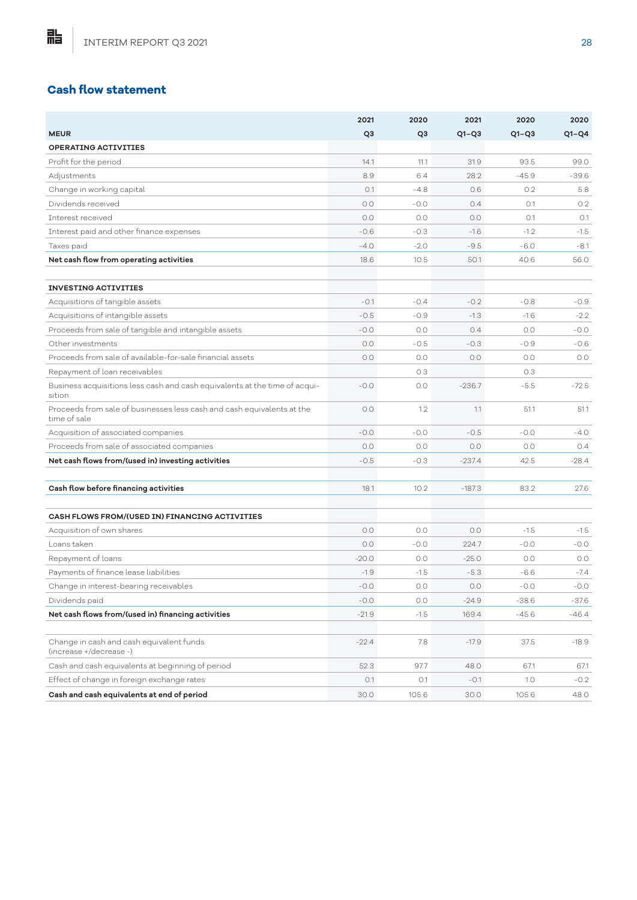## Cash flow statement

| MEUR | 2021 Q3 | 2020 Q3 | 2021 Q1–Q3 | 2020 Q1–Q3 | 2020 Q1–Q4 |
|---|---|---|---|---|---|
| **OPERATING ACTIVITIES** | | | | | |
| Profit for the period | 14.1 | 11.1 | 31.9 | 93.5 | 99.0 |
| Adjustments | 8.9 | 6.4 | 28.2 | -45.9 | -39.6 |
| Change in working capital | 0.1 | -4.8 | 0.6 | 0.2 | 5.8 |
| Dividends received | 0.0 | -0.0 | 0.4 | 0.1 | 0.2 |
| Interest received | 0.0 | 0.0 | 0.0 | 0.1 | 0.1 |
| Interest paid and other finance expenses | -0.6 | -0.3 | -1.6 | -1.2 | -1.5 |
| Taxes paid | -4.0 | -2.0 | -9.5 | -6.0 | -8.1 |
| **Net cash flow from operating activities** | 18.6 | 10.5 | 50.1 | 40.6 | 56.0 |
| | | | | | |
| **INVESTING ACTIVITIES** | | | | | |
| Acquisitions of tangible assets | -0.1 | -0.4 | -0.2 | -0.8 | -0.9 |
| Acquisitions of intangible assets | -0.5 | -0.9 | -1.3 | -1.6 | -2.2 |
| Proceeds from sale of tangible and intangible assets | -0.0 | 0.0 | 0.4 | 0.0 | -0.0 |
| Other investments | 0.0 | -0.5 | -0.3 | -0.9 | -0.6 |
| Proceeds from sale of available-for-sale financial assets | 0.0 | 0.0 | 0.0 | 0.0 | 0.0 |
| Repayment of loan receivables | | 0.3 | | 0.3 | |
| Business acquisitions less cash and cash equivalents at the time of acquisition | -0.0 | 0.0 | -236.7 | -5.5 | -72.5 |
| Proceeds from sale of businesses less cash and cash equivalents at the time of sale | 0.0 | 1.2 | 1.1 | 51.1 | 51.1 |
| Acquisition of associated companies | -0.0 | -0.0 | -0.5 | -0.0 | -4.0 |
| Proceeds from sale of associated companies | 0.0 | 0.0 | 0.0 | 0.0 | 0.4 |
| **Net cash flows from/(used in) investing activities** | -0.5 | -0.3 | -237.4 | 42.5 | -28.4 |
| | | | | | |
| **Cash flow before financing activities** | 18.1 | 10.2 | -187.3 | 83.2 | 27.6 |
| | | | | | |
| **CASH FLOWS FROM/(USED IN) FINANCING ACTIVITIES** | | | | | |
| Acquisition of own shares | 0.0 | 0.0 | 0.0 | -1.5 | -1.5 |
| Loans taken | 0.0 | -0.0 | 224.7 | -0.0 | -0.0 |
| Repayment of loans | -20.0 | 0.0 | -25.0 | 0.0 | 0.0 |
| Payments of finance lease liabilities | -1.9 | -1.5 | -5.3 | -6.6 | -7.4 |
| Change in interest-bearing receivables | -0.0 | 0.0 | 0.0 | -0.0 | -0.0 |
| Dividends paid | -0.0 | 0.0 | -24.9 | -38.6 | -37.6 |
| **Net cash flows from/(used in) financing activities** | -21.9 | -1.5 | 169.4 | -45.6 | -46.4 |
| | | | | | |
| Change in cash and cash equivalent funds (increase +/decrease -) | -22.4 | 7.8 | -17.9 | 37.5 | -18.9 |
| Cash and cash equivalents at beginning of period | 52.3 | 97.7 | 48.0 | 67.1 | 67.1 |
| Effect of change in foreign exchange rates | 0.1 | 0.1 | -0.1 | 1.0 | -0.2 |
| **Cash and cash equivalents at end of period** | 30.0 | 105.6 | 30.0 | 105.6 | 48.0 |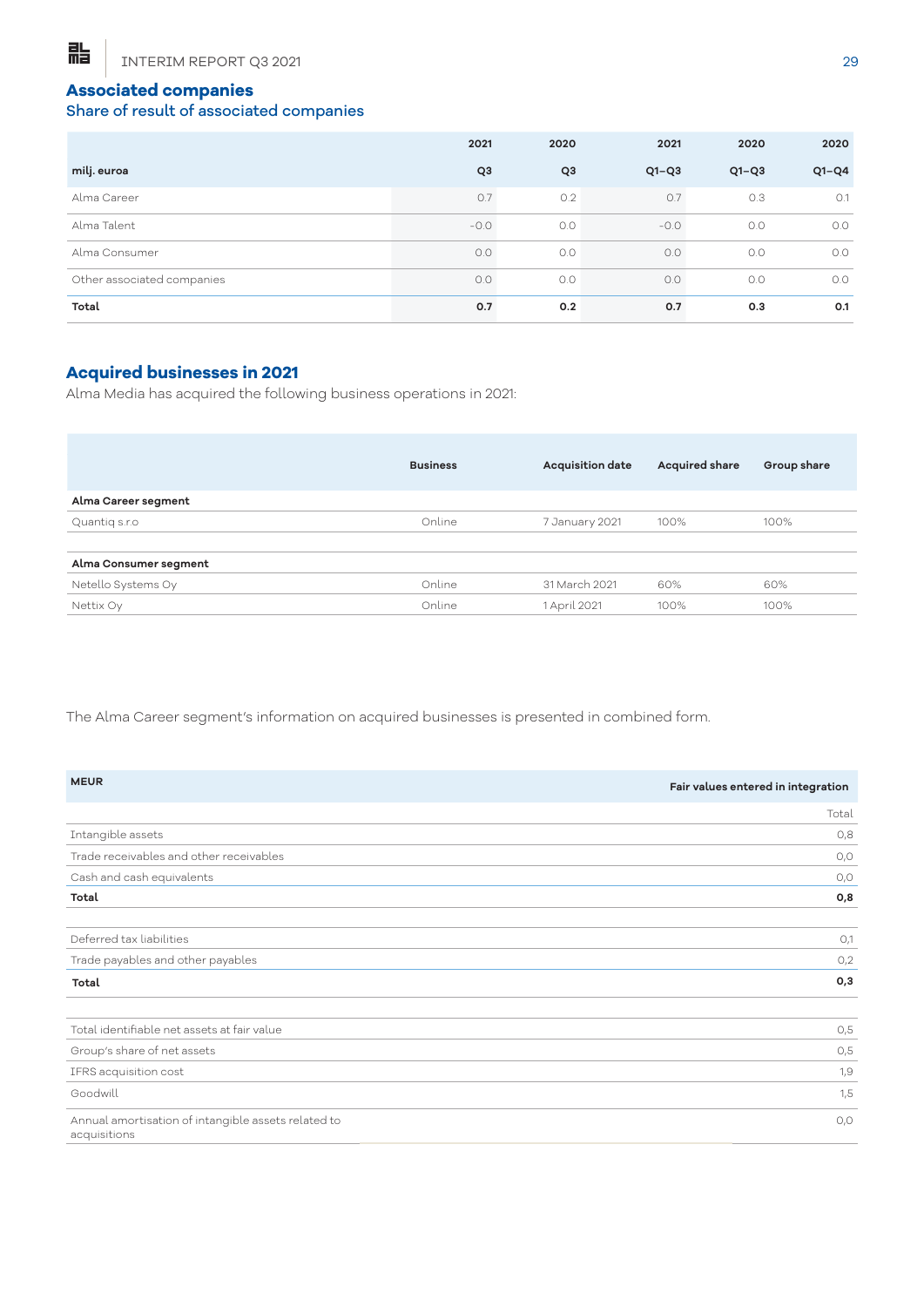## Associated companies

### Share of result of associated companies

| milj. euroa | 2021 Q3 | 2020 Q3 | 2021 Q1–Q3 | 2020 Q1–Q3 | 2020 Q1–Q4 |
|---|---|---|---|---|---|
| Alma Career | 0.7 | 0.2 | 0.7 | 0.3 | 0.1 |
| Alma Talent | -0.0 | 0.0 | -0.0 | 0.0 | 0.0 |
| Alma Consumer | 0.0 | 0.0 | 0.0 | 0.0 | 0.0 |
| Other associated companies | 0.0 | 0.0 | 0.0 | 0.0 | 0.0 |
| **Total** | **0.7** | **0.2** | **0.7** | **0.3** | **0.1** |

## Acquired businesses in 2021

Alma Media has acquired the following business operations in 2021:

| | Business | Acquisition date | Acquired share | Group share |
|---|---|---|---|---|
| **Alma Career segment** | | | | |
| Quantiq s.r.o | Online | 7 January 2021 | 100% | 100% |
| | | | | |
| **Alma Consumer segment** | | | | |
| Netello Systems Oy | Online | 31 March 2021 | 60% | 60% |
| Nettix Oy | Online | 1 April 2021 | 100% | 100% |

The Alma Career segment's information on acquired businesses is presented in combined form.

| MEUR | Fair values entered in integration |
|---|---|
| | Total |
| Intangible assets | 0,8 |
| Trade receivables and other receivables | 0,0 |
| Cash and cash equivalents | 0,0 |
| **Total** | **0,8** |
| | |
| Deferred tax liabilities | 0,1 |
| Trade payables and other payables | 0,2 |
| **Total** | **0,3** |
| | |
| Total identifiable net assets at fair value | 0,5 |
| Group's share of net assets | 0,5 |
| IFRS acquisition cost | 1,9 |
| Goodwill | 1,5 |
| Annual amortisation of intangible assets related to acquisitions | 0,0 |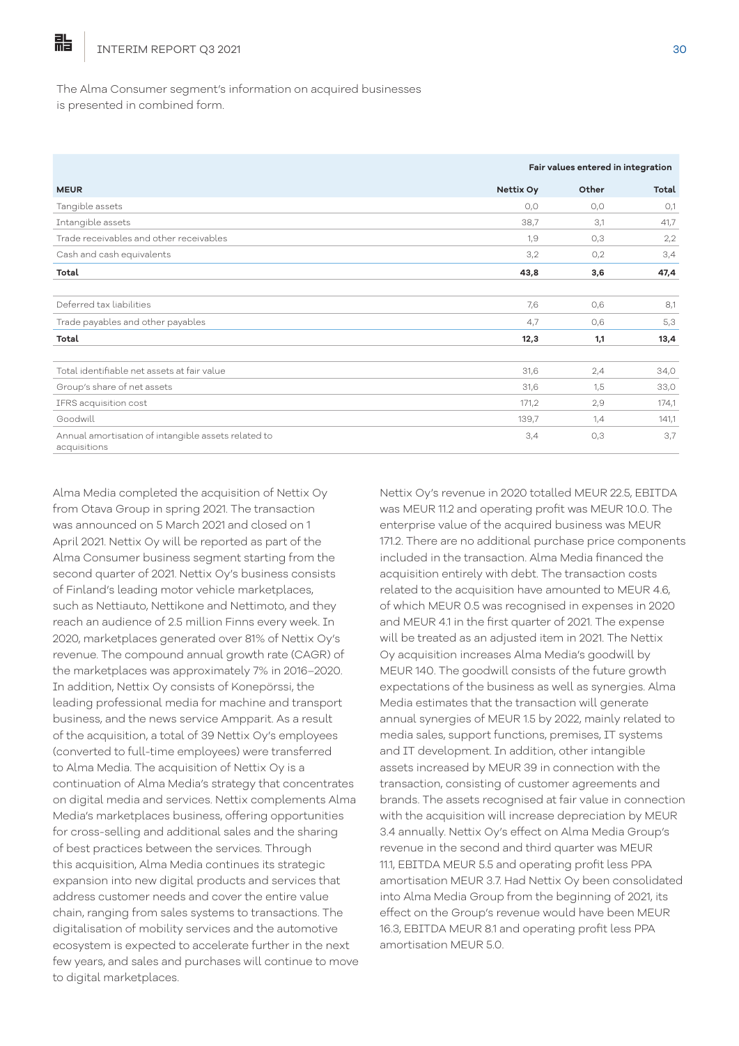The Alma Consumer segment's information on acquired businesses is presented in combined form.

| MEUR | Fair values entered in integration | | |
|---|---|---|---|
| | Nettix Oy | Other | Total |
| Tangible assets | 0,0 | 0,0 | 0,1 |
| Intangible assets | 38,7 | 3,1 | 41,7 |
| Trade receivables and other receivables | 1,9 | 0,3 | 2,2 |
| Cash and cash equivalents | 3,2 | 0,2 | 3,4 |
| **Total** | **43,8** | **3,6** | **47,4** |
| | | | |
| Deferred tax liabilities | 7,6 | 0,6 | 8,1 |
| Trade payables and other payables | 4,7 | 0,6 | 5,3 |
| **Total** | **12,3** | **1,1** | **13,4** |
| | | | |
| Total identifiable net assets at fair value | 31,6 | 2,4 | 34,0 |
| Group's share of net assets | 31,6 | 1,5 | 33,0 |
| IFRS acquisition cost | 171,2 | 2,9 | 174,1 |
| Goodwill | 139,7 | 1,4 | 141,1 |
| Annual amortisation of intangible assets related to acquisitions | 3,4 | 0,3 | 3,7 |

Alma Media completed the acquisition of Nettix Oy from Otava Group in spring 2021. The transaction was announced on 5 March 2021 and closed on 1 April 2021. Nettix Oy will be reported as part of the Alma Consumer business segment starting from the second quarter of 2021. Nettix Oy's business consists of Finland's leading motor vehicle marketplaces, such as Nettiauto, Nettikone and Nettimoto, and they reach an audience of 2.5 million Finns every week. In 2020, marketplaces generated over 81% of Nettix Oy's revenue. The compound annual growth rate (CAGR) of the marketplaces was approximately 7% in 2016–2020. In addition, Nettix Oy consists of Konepörssi, the leading professional media for machine and transport business, and the news service Ampparit. As a result of the acquisition, a total of 39 Nettix Oy's employees (converted to full-time employees) were transferred to Alma Media. The acquisition of Nettix Oy is a continuation of Alma Media's strategy that concentrates on digital media and services. Nettix complements Alma Media's marketplaces business, offering opportunities for cross-selling and additional sales and the sharing of best practices between the services. Through this acquisition, Alma Media continues its strategic expansion into new digital products and services that address customer needs and cover the entire value chain, ranging from sales systems to transactions. The digitalisation of mobility services and the automotive ecosystem is expected to accelerate further in the next few years, and sales and purchases will continue to move to digital marketplaces.

Nettix Oy's revenue in 2020 totalled MEUR 22.5, EBITDA was MEUR 11.2 and operating profit was MEUR 10.0. The enterprise value of the acquired business was MEUR 171.2. There are no additional purchase price components included in the transaction. Alma Media financed the acquisition entirely with debt. The transaction costs related to the acquisition have amounted to MEUR 4.6, of which MEUR 0.5 was recognised in expenses in 2020 and MEUR 4.1 in the first quarter of 2021. The expense will be treated as an adjusted item in 2021. The Nettix Oy acquisition increases Alma Media's goodwill by MEUR 140. The goodwill consists of the future growth expectations of the business as well as synergies. Alma Media estimates that the transaction will generate annual synergies of MEUR 1.5 by 2022, mainly related to media sales, support functions, premises, IT systems and IT development. In addition, other intangible assets increased by MEUR 39 in connection with the transaction, consisting of customer agreements and brands. The assets recognised at fair value in connection with the acquisition will increase depreciation by MEUR 3.4 annually. Nettix Oy's effect on Alma Media Group's revenue in the second and third quarter was MEUR 11.1, EBITDA MEUR 5.5 and operating profit less PPA amortisation MEUR 3.7. Had Nettix Oy been consolidated into Alma Media Group from the beginning of 2021, its effect on the Group's revenue would have been MEUR 16.3, EBITDA MEUR 8.1 and operating profit less PPA amortisation MEUR 5.0.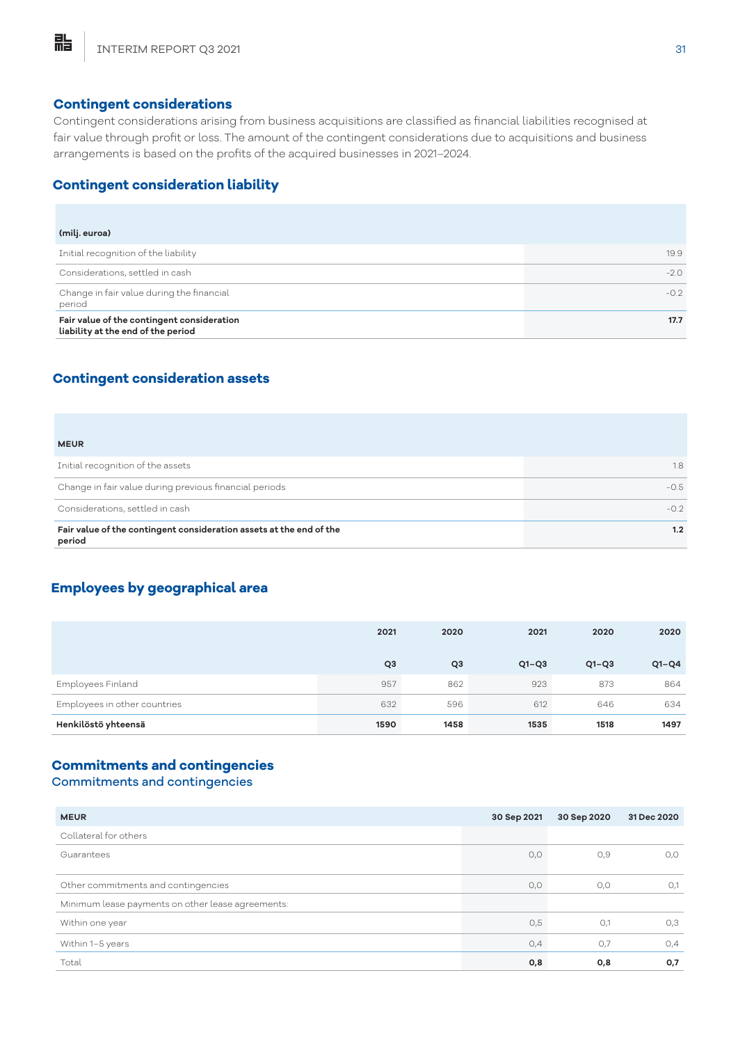## Contingent considerations

Contingent considerations arising from business acquisitions are classified as financial liabilities recognised at fair value through profit or loss. The amount of the contingent considerations due to acquisitions and business arrangements is based on the profits of the acquired businesses in 2021–2024.

## Contingent consideration liability

| (milj. euroa) | |
|---|---|
| Initial recognition of the liability | 19.9 |
| Considerations, settled in cash | -2.0 |
| Change in fair value during the financial period | -0.2 |
| **Fair value of the contingent consideration liability at the end of the period** | **17.7** |

## Contingent consideration assets

| MEUR | |
|---|---|
| Initial recognition of the assets | 1.8 |
| Change in fair value during previous financial periods | -0.5 |
| Considerations, settled in cash | -0.2 |
| **Fair value of the contingent consideration assets at the end of the period** | **1.2** |

## Employees by geographical area

| | 2021 Q3 | 2020 Q3 | 2021 Q1–Q3 | 2020 Q1–Q3 | 2020 Q1–Q4 |
|---|---|---|---|---|---|
| Employees Finland | 957 | 862 | 923 | 873 | 864 |
| Employees in other countries | 632 | 596 | 612 | 646 | 634 |
| **Henkilöstö yhteensä** | **1590** | **1458** | **1535** | **1518** | **1497** |

## Commitments and contingencies

Commitments and contingencies

| MEUR | 30 Sep 2021 | 30 Sep 2020 | 31 Dec 2020 |
|---|---|---|---|
| Collateral for others | | | |
| Guarantees | 0,0 | 0,9 | 0,0 |
| Other commitments and contingencies | 0,0 | 0,0 | 0,1 |
| Minimum lease payments on other lease agreements: | | | |
| Within one year | 0,5 | 0,1 | 0,3 |
| Within 1–5 years | 0,4 | 0,7 | 0,4 |
| Total | **0,8** | **0,8** | **0,7** |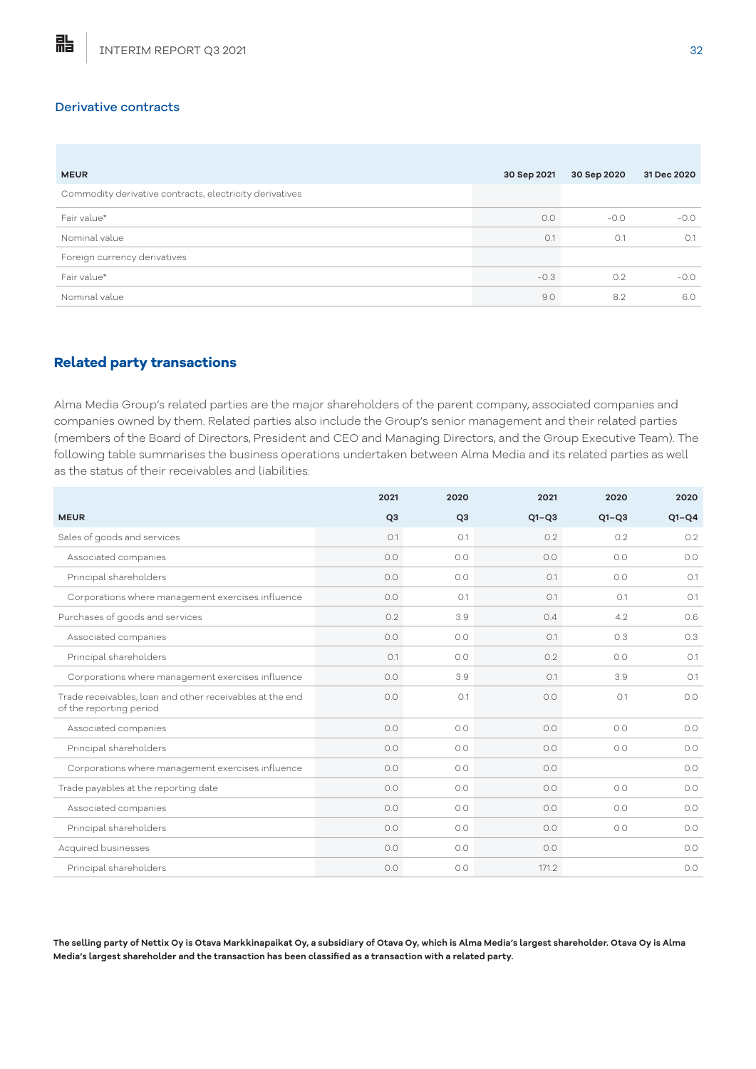## Derivative contracts

| MEUR | 30 Sep 2021 | 30 Sep 2020 | 31 Dec 2020 |
|---|---|---|---|
| Commodity derivative contracts, electricity derivatives | | | |
| Fair value* | 0.0 | -0.0 | -0.0 |
| Nominal value | 0.1 | 0.1 | 0.1 |
| Foreign currency derivatives | | | |
| Fair value* | -0.3 | 0.2 | -0.0 |
| Nominal value | 9.0 | 8.2 | 6.0 |

## Related party transactions

Alma Media Group's related parties are the major shareholders of the parent company, associated companies and companies owned by them. Related parties also include the Group's senior management and their related parties (members of the Board of Directors, President and CEO and Managing Directors, and the Group Executive Team). The following table summarises the business operations undertaken between Alma Media and its related parties as well as the status of their receivables and liabilities:

| MEUR | 2021 Q3 | 2020 Q3 | 2021 Q1–Q3 | 2020 Q1–Q3 | 2020 Q1–Q4 |
|---|---|---|---|---|---|
| Sales of goods and services | 0.1 | 0.1 | 0.2 | 0.2 | 0.2 |
| Associated companies | 0.0 | 0.0 | 0.0 | 0.0 | 0.0 |
| Principal shareholders | 0.0 | 0.0 | 0.1 | 0.0 | 0.1 |
| Corporations where management exercises influence | 0.0 | 0.1 | 0.1 | 0.1 | 0.1 |
| Purchases of goods and services | 0.2 | 3.9 | 0.4 | 4.2 | 0.6 |
| Associated companies | 0.0 | 0.0 | 0.1 | 0.3 | 0.3 |
| Principal shareholders | 0.1 | 0.0 | 0.2 | 0.0 | 0.1 |
| Corporations where management exercises influence | 0.0 | 3.9 | 0.1 | 3.9 | 0.1 |
| Trade receivables, loan and other receivables at the end of the reporting period | 0.0 | 0.1 | 0.0 | 0.1 | 0.0 |
| Associated companies | 0.0 | 0.0 | 0.0 | 0.0 | 0.0 |
| Principal shareholders | 0.0 | 0.0 | 0.0 | 0.0 | 0.0 |
| Corporations where management exercises influence | 0.0 | 0.0 | 0.0 | | 0.0 |
| Trade payables at the reporting date | 0.0 | 0.0 | 0.0 | 0.0 | 0.0 |
| Associated companies | 0.0 | 0.0 | 0.0 | 0.0 | 0.0 |
| Principal shareholders | 0.0 | 0.0 | 0.0 | 0.0 | 0.0 |
| Acquired businesses | 0.0 | 0.0 | 0.0 | | 0.0 |
| Principal shareholders | 0.0 | 0.0 | 171.2 | | 0.0 |

**The selling party of Nettix Oy is Otava Markkinapaikat Oy, a subsidiary of Otava Oy, which is Alma Media's largest shareholder. Otava Oy is Alma Media's largest shareholder and the transaction has been classified as a transaction with a related party.**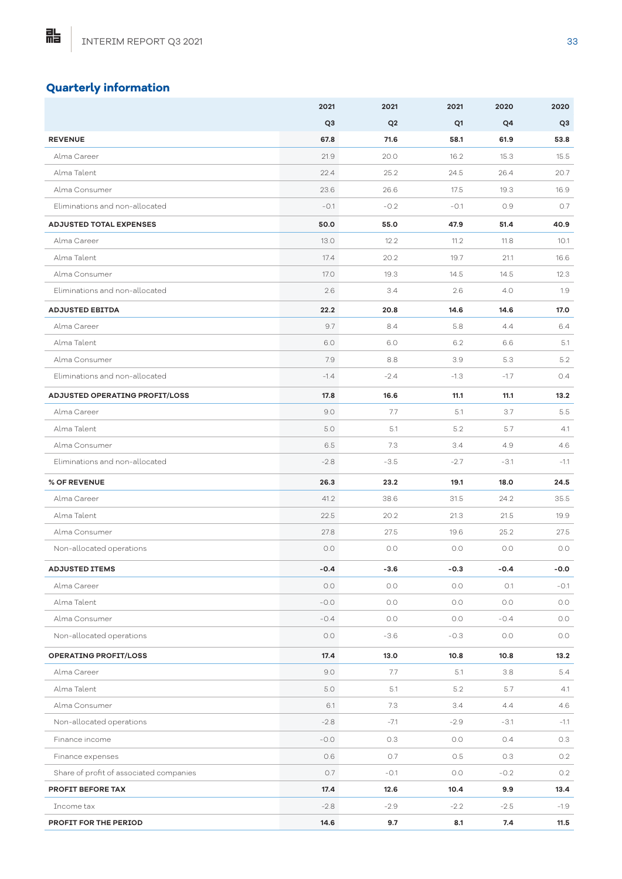## Quarterly information

| | 2021 | 2021 | 2021 | 2020 | 2020 |
|---|---|---|---|---|---|
| | Q3 | Q2 | Q1 | Q4 | Q3 |
| **REVENUE** | **67.8** | **71.6** | **58.1** | **61.9** | **53.8** |
| Alma Career | 21.9 | 20.0 | 16.2 | 15.3 | 15.5 |
| Alma Talent | 22.4 | 25.2 | 24.5 | 26.4 | 20.7 |
| Alma Consumer | 23.6 | 26.6 | 17.5 | 19.3 | 16.9 |
| Eliminations and non-allocated | -0.1 | -0.2 | -0.1 | 0.9 | 0.7 |
| **ADJUSTED TOTAL EXPENSES** | **50.0** | **55.0** | **47.9** | **51.4** | **40.9** |
| Alma Career | 13.0 | 12.2 | 11.2 | 11.8 | 10.1 |
| Alma Talent | 17.4 | 20.2 | 19.7 | 21.1 | 16.6 |
| Alma Consumer | 17.0 | 19.3 | 14.5 | 14.5 | 12.3 |
| Eliminations and non-allocated | 2.6 | 3.4 | 2.6 | 4.0 | 1.9 |
| **ADJUSTED EBITDA** | **22.2** | **20.8** | **14.6** | **14.6** | **17.0** |
| Alma Career | 9.7 | 8.4 | 5.8 | 4.4 | 6.4 |
| Alma Talent | 6.0 | 6.0 | 6.2 | 6.6 | 5.1 |
| Alma Consumer | 7.9 | 8.8 | 3.9 | 5.3 | 5.2 |
| Eliminations and non-allocated | -1.4 | -2.4 | -1.3 | -1.7 | 0.4 |
| **ADJUSTED OPERATING PROFIT/LOSS** | **17.8** | **16.6** | **11.1** | **11.1** | **13.2** |
| Alma Career | 9.0 | 7.7 | 5.1 | 3.7 | 5.5 |
| Alma Talent | 5.0 | 5.1 | 5.2 | 5.7 | 4.1 |
| Alma Consumer | 6.5 | 7.3 | 3.4 | 4.9 | 4.6 |
| Eliminations and non-allocated | -2.8 | -3.5 | -2.7 | -3.1 | -1.1 |
| **% OF REVENUE** | **26.3** | **23.2** | **19.1** | **18.0** | **24.5** |
| Alma Career | 41.2 | 38.6 | 31.5 | 24.2 | 35.5 |
| Alma Talent | 22.5 | 20.2 | 21.3 | 21.5 | 19.9 |
| Alma Consumer | 27.8 | 27.5 | 19.6 | 25.2 | 27.5 |
| Non-allocated operations | 0.0 | 0.0 | 0.0 | 0.0 | 0.0 |
| **ADJUSTED ITEMS** | **-0.4** | **-3.6** | **-0.3** | **-0.4** | **-0.0** |
| Alma Career | 0.0 | 0.0 | 0.0 | 0.1 | -0.1 |
| Alma Talent | -0.0 | 0.0 | 0.0 | 0.0 | 0.0 |
| Alma Consumer | -0.4 | 0.0 | 0.0 | -0.4 | 0.0 |
| Non-allocated operations | 0.0 | -3.6 | -0.3 | 0.0 | 0.0 |
| **OPERATING PROFIT/LOSS** | **17.4** | **13.0** | **10.8** | **10.8** | **13.2** |
| Alma Career | 9.0 | 7.7 | 5.1 | 3.8 | 5.4 |
| Alma Talent | 5.0 | 5.1 | 5.2 | 5.7 | 4.1 |
| Alma Consumer | 6.1 | 7.3 | 3.4 | 4.4 | 4.6 |
| Non-allocated operations | -2.8 | -7.1 | -2.9 | -3.1 | -1.1 |
| Finance income | -0.0 | 0.3 | 0.0 | 0.4 | 0.3 |
| Finance expenses | 0.6 | 0.7 | 0.5 | 0.3 | 0.2 |
| Share of profit of associated companies | 0.7 | -0.1 | 0.0 | -0.2 | 0.2 |
| **PROFIT BEFORE TAX** | **17.4** | **12.6** | **10.4** | **9.9** | **13.4** |
| Income tax | -2.8 | -2.9 | -2.2 | -2.5 | -1.9 |
| **PROFIT FOR THE PERIOD** | **14.6** | **9.7** | **8.1** | **7.4** | **11.5** |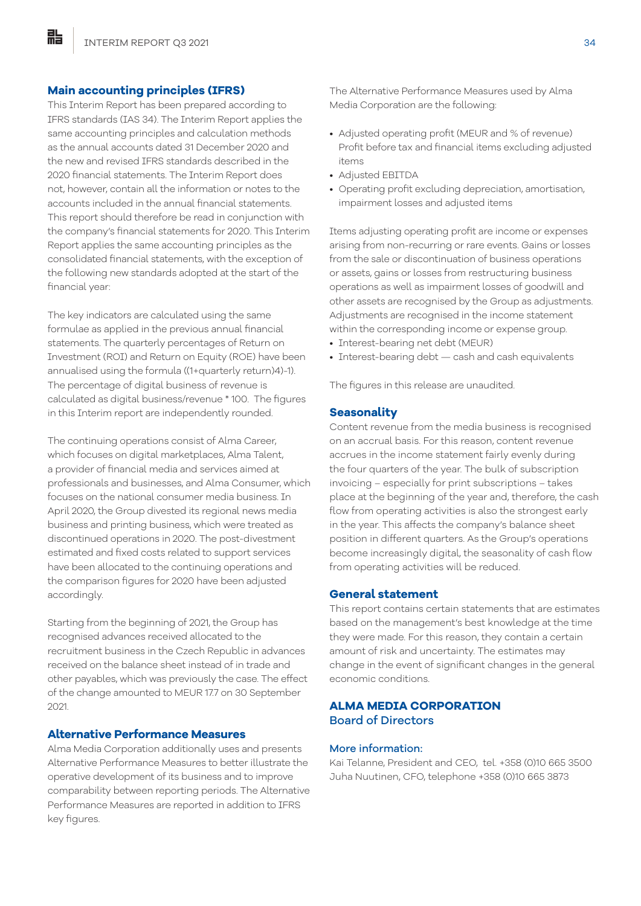## Main accounting principles (IFRS)

This Interim Report has been prepared according to IFRS standards (IAS 34). The Interim Report applies the same accounting principles and calculation methods as the annual accounts dated 31 December 2020 and the new and revised IFRS standards described in the 2020 financial statements. The Interim Report does not, however, contain all the information or notes to the accounts included in the annual financial statements. This report should therefore be read in conjunction with the company's financial statements for 2020. This Interim Report applies the same accounting principles as the consolidated financial statements, with the exception of the following new standards adopted at the start of the financial year:

The key indicators are calculated using the same formulae as applied in the previous annual financial statements. The quarterly percentages of Return on Investment (ROI) and Return on Equity (ROE) have been annualised using the formula ((1+quarterly return)4)-1). The percentage of digital business of revenue is calculated as digital business/revenue * 100. The figures in this Interim report are independently rounded.

The continuing operations consist of Alma Career, which focuses on digital marketplaces, Alma Talent, a provider of financial media and services aimed at professionals and businesses, and Alma Consumer, which focuses on the national consumer media business. In April 2020, the Group divested its regional news media business and printing business, which were treated as discontinued operations in 2020. The post-divestment estimated and fixed costs related to support services have been allocated to the continuing operations and the comparison figures for 2020 have been adjusted accordingly.

Starting from the beginning of 2021, the Group has recognised advances received allocated to the recruitment business in the Czech Republic in advances received on the balance sheet instead of in trade and other payables, which was previously the case. The effect of the change amounted to MEUR 17.7 on 30 September 2021.

## Alternative Performance Measures

Alma Media Corporation additionally uses and presents Alternative Performance Measures to better illustrate the operative development of its business and to improve comparability between reporting periods. The Alternative Performance Measures are reported in addition to IFRS key figures.

The Alternative Performance Measures used by Alma Media Corporation are the following:

- Adjusted operating profit (MEUR and % of revenue) Profit before tax and financial items excluding adjusted items
- Adjusted EBITDA
- Operating profit excluding depreciation, amortisation, impairment losses and adjusted items

Items adjusting operating profit are income or expenses arising from non-recurring or rare events. Gains or losses from the sale or discontinuation of business operations or assets, gains or losses from restructuring business operations as well as impairment losses of goodwill and other assets are recognised by the Group as adjustments. Adjustments are recognised in the income statement within the corresponding income or expense group.

- Interest-bearing net debt (MEUR)
- Interest-bearing debt — cash and cash equivalents

The figures in this release are unaudited.

## Seasonality

Content revenue from the media business is recognised on an accrual basis. For this reason, content revenue accrues in the income statement fairly evenly during the four quarters of the year. The bulk of subscription invoicing – especially for print subscriptions – takes place at the beginning of the year and, therefore, the cash flow from operating activities is also the strongest early in the year. This affects the company's balance sheet position in different quarters. As the Group's operations become increasingly digital, the seasonality of cash flow from operating activities will be reduced.

## General statement

This report contains certain statements that are estimates based on the management's best knowledge at the time they were made. For this reason, they contain a certain amount of risk and uncertainty. The estimates may change in the event of significant changes in the general economic conditions.

**ALMA MEDIA CORPORATION**
Board of Directors

### More information:

Kai Telanne, President and CEO, tel. +358 (0)10 665 3500
Juha Nuutinen, CFO, telephone +358 (0)10 665 3873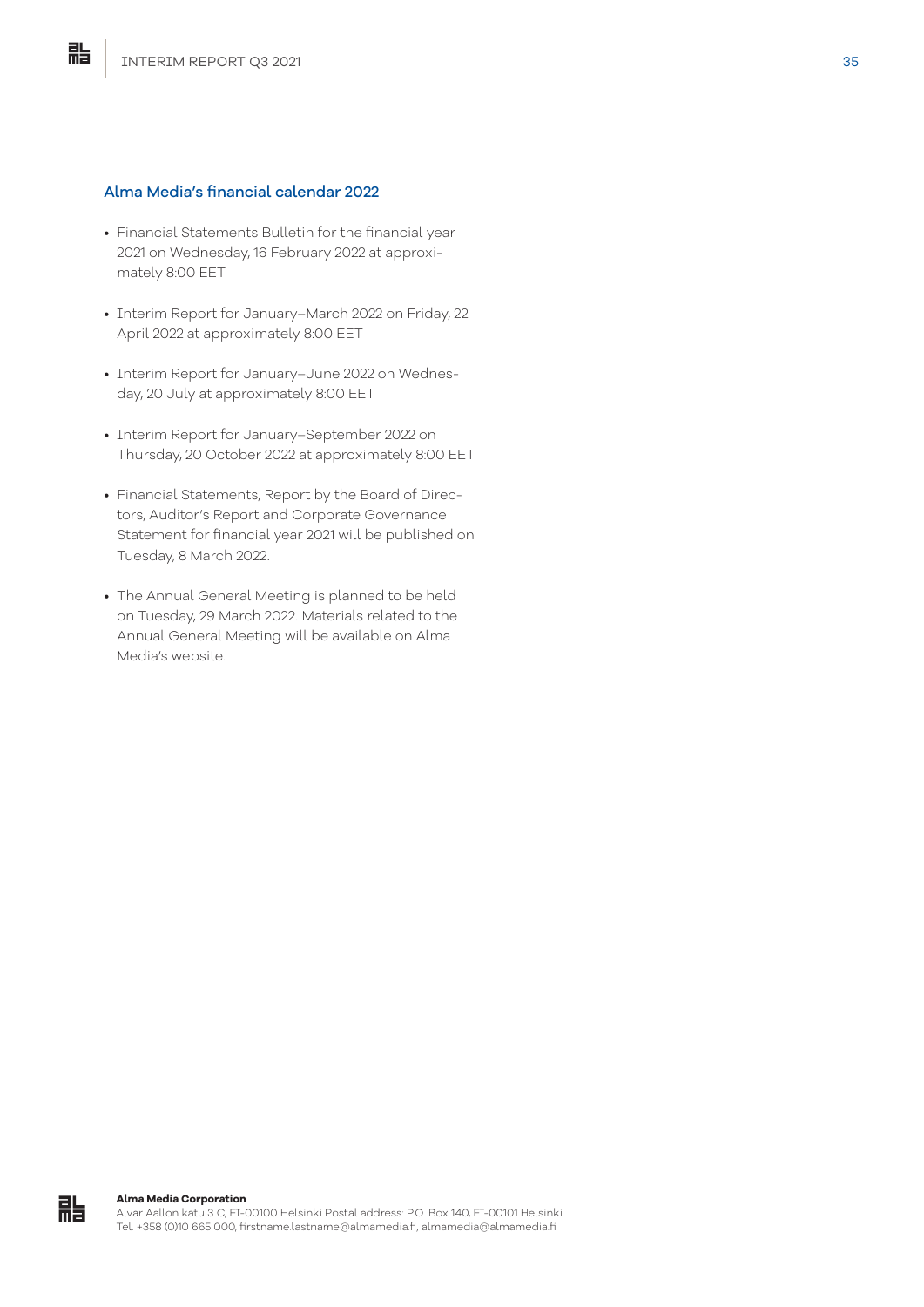## Alma Media's financial calendar 2022

- Financial Statements Bulletin for the financial year 2021 on Wednesday, 16 February 2022 at approximately 8:00 EET

- Interim Report for January–March 2022 on Friday, 22 April 2022 at approximately 8:00 EET

- Interim Report for January–June 2022 on Wednesday, 20 July at approximately 8:00 EET

- Interim Report for January–September 2022 on Thursday, 20 October 2022 at approximately 8:00 EET

- Financial Statements, Report by the Board of Directors, Auditor's Report and Corporate Governance Statement for financial year 2021 will be published on Tuesday, 8 March 2022.

- The Annual General Meeting is planned to be held on Tuesday, 29 March 2022. Materials related to the Annual General Meeting will be available on Alma Media's website.

**Alma Media Corporation**
Alvar Aallon katu 3 C, FI-00100 Helsinki Postal address: P.O. Box 140, FI-00101 Helsinki
Tel. +358 (0)10 665 000, firstname.lastname@almamedia.fi, almamedia@almamedia.fi